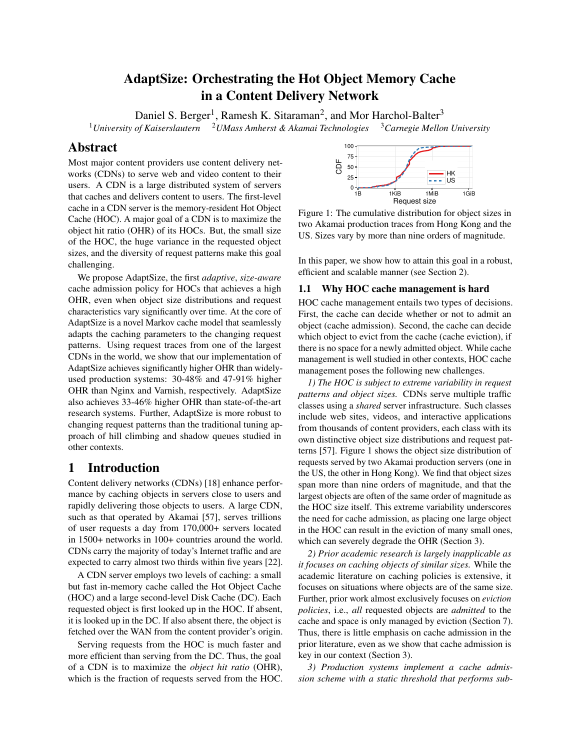# AdaptSize: Orchestrating the Hot Object Memory Cache in a Content Delivery Network

Daniel S. Berger[1], Ramesh K. Sitaraman[2], and Mor Harchol-Balter[3]

[1]*University of Kaiserslautern* [2]*UMass Amherst & Akamai Technologies* [3]*Carnegie Mellon University*

## Abstract

Most major content providers use content delivery networks (CDNs) to serve web and video content to their users. A CDN is a large distributed system of servers that caches and delivers content to users. The first-level cache in a CDN server is the memory-resident Hot Object Cache (HOC). A major goal of a CDN is to maximize the object hit ratio (OHR) of its HOCs. But, the small size of the HOC, the huge variance in the requested object sizes, and the diversity of request patterns make this goal challenging.

We propose AdaptSize, the first *adaptive*, *size-aware* cache admission policy for HOCs that achieves a high OHR, even when object size distributions and request characteristics vary significantly over time. At the core of AdaptSize is a novel Markov cache model that seamlessly adapts the caching parameters to the changing request patterns. Using request traces from one of the largest CDNs in the world, we show that our implementation of AdaptSize achieves significantly higher OHR than widely-used production systems: 30-48% and 47-91% higher OHR than Nginx and Varnish, respectively. AdaptSize also achieves 33-46% higher OHR than state-of-the-art research systems. Further, AdaptSize is more robust to changing request patterns than the traditional tuning approach of hill climbing and shadow queues studied in other contexts.

## 1 Introduction

Content delivery networks (CDNs) [18] enhance performance by caching objects in servers close to users and rapidly delivering those objects to users. A large CDN, such as that operated by Akamai [57], serves trillions of user requests a day from 170,000+ servers located in 1500+ networks in 100+ countries around the world. CDNs carry the majority of today's Internet traffic and are expected to carry almost two thirds within five years [22].

A CDN server employs two levels of caching: a small but fast in-memory cache called the Hot Object Cache (HOC) and a large second-level Disk Cache (DC). Each requested object is first looked up in the HOC. If absent, it is looked up in the DC. If also absent there, the object is fetched over the WAN from the content provider's origin.

Serving requests from the HOC is much faster and more efficient than serving from the DC. Thus, the goal of a CDN is to maximize the *object hit ratio* (OHR), which is the fraction of requests served from the HOC.

Figure 1: The cumulative distribution for object sizes in two Akamai production traces from Hong Kong and the US. Sizes vary by more than nine orders of magnitude.

In this paper, we show how to attain this goal in a robust, efficient and scalable manner (see Section 2).

### 1.1 Why HOC cache management is hard

HOC cache management entails two types of decisions. First, the cache can decide whether or not to admit an object (cache admission). Second, the cache can decide which object to evict from the cache (cache eviction), if there is no space for a newly admitted object. While cache management is well studied in other contexts, HOC cache management poses the following new challenges.

*1) The HOC is subject to extreme variability in request patterns and object sizes.* CDNs serve multiple traffic classes using a *shared* server infrastructure. Such classes include web sites, videos, and interactive applications from thousands of content providers, each class with its own distinctive object size distributions and request patterns [57]. Figure 1 shows the object size distribution of requests served by two Akamai production servers (one in the US, the other in Hong Kong). We find that object sizes span more than nine orders of magnitude, and that the largest objects are often of the same order of magnitude as the HOC size itself. This extreme variability underscores the need for cache admission, as placing one large object in the HOC can result in the eviction of many small ones, which can severely degrade the OHR (Section 3).

*2) Prior academic research is largely inapplicable as it focuses on caching objects of similar sizes.* While the academic literature on caching policies is extensive, it focuses on situations where objects are of the same size. Further, prior work almost exclusively focuses on *eviction policies*, i.e., *all* requested objects are *admitted* to the cache and space is only managed by eviction (Section 7). Thus, there is little emphasis on cache admission in the prior literature, even as we show that cache admission is key in our context (Section 3).

*3) Production systems implement a cache admission scheme with a static threshold that performs sub-*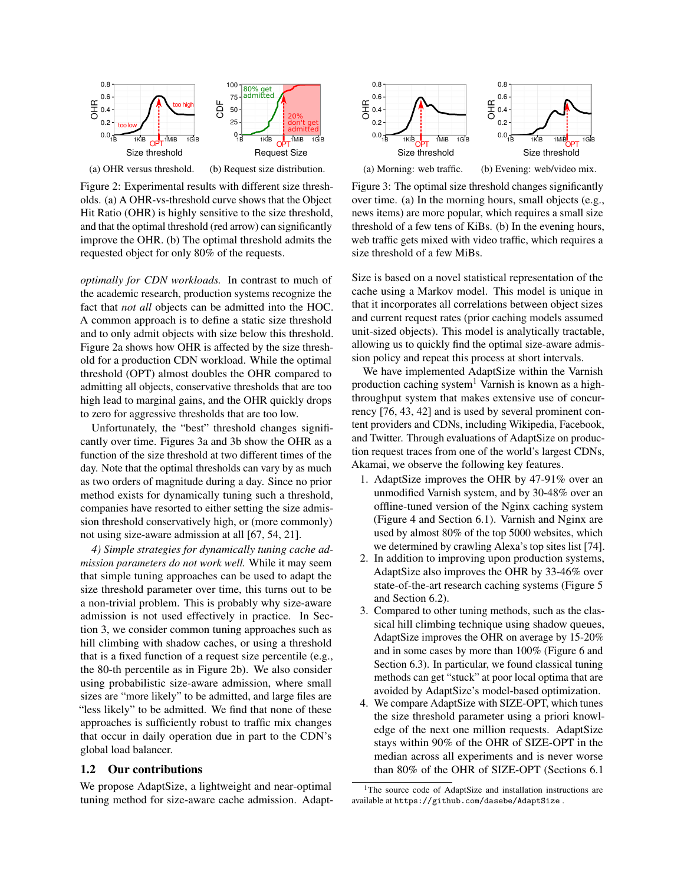(a) OHR versus threshold. (b) Request size distribution.

Figure 2: Experimental results with different size thresholds. (a) A OHR-vs-threshold curve shows that the Object Hit Ratio (OHR) is highly sensitive to the size threshold, and that the optimal threshold (red arrow) can significantly improve the OHR. (b) The optimal threshold admits the requested object for only 80% of the requests.

(a) Morning: web traffic. (b) Evening: web/video mix.

Figure 3: The optimal size threshold changes significantly over time. (a) In the morning hours, small objects (e.g., news items) are more popular, which requires a small size threshold of a few tens of KiBs. (b) In the evening hours, web traffic gets mixed with video traffic, which requires a size threshold of a few MiBs.

*optimally for CDN workloads.* In contrast to much of the academic research, production systems recognize the fact that *not all* objects can be admitted into the HOC. A common approach is to define a static size threshold and to only admit objects with size below this threshold. Figure 2a shows how OHR is affected by the size threshold for a production CDN workload. While the optimal threshold (OPT) almost doubles the OHR compared to admitting all objects, conservative thresholds that are too high lead to marginal gains, and the OHR quickly drops to zero for aggressive thresholds that are too low.

Unfortunately, the "best" threshold changes significantly over time. Figures 3a and 3b show the OHR as a function of the size threshold at two different times of the day. Note that the optimal thresholds can vary by as much as two orders of magnitude during a day. Since no prior method exists for dynamically tuning such a threshold, companies have resorted to either setting the size admission threshold conservatively high, or (more commonly) not using size-aware admission at all [67, 54, 21].

*4) Simple strategies for dynamically tuning cache admission parameters do not work well.* While it may seem that simple tuning approaches can be used to adapt the size threshold parameter over time, this turns out to be a non-trivial problem. This is probably why size-aware admission is not used effectively in practice. In Section 3, we consider common tuning approaches such as hill climbing with shadow caches, or using a threshold that is a fixed function of a request size percentile (e.g., the 80-th percentile as in Figure 2b). We also consider using probabilistic size-aware admission, where small sizes are "more likely" to be admitted, and large files are "less likely" to be admitted. We find that none of these approaches is sufficiently robust to traffic mix changes that occur in daily operation due in part to the CDN's global load balancer.

## 1.2 Our contributions

We propose AdaptSize, a lightweight and near-optimal tuning method for size-aware cache admission. AdaptSize is based on a novel statistical representation of the cache using a Markov model. This model is unique in that it incorporates all correlations between object sizes and current request rates (prior caching models assumed unit-sized objects). This model is analytically tractable, allowing us to quickly find the optimal size-aware admission policy and repeat this process at short intervals.

We have implemented AdaptSize within the Varnish production caching system[1] Varnish is known as a high-throughput system that makes extensive use of concurrency [76, 43, 42] and is used by several prominent content providers and CDNs, including Wikipedia, Facebook, and Twitter. Through evaluations of AdaptSize on production request traces from one of the world's largest CDNs, Akamai, we observe the following key features.

1. AdaptSize improves the OHR by 47-91% over an unmodified Varnish system, and by 30-48% over an offline-tuned version of the Nginx caching system (Figure 4 and Section 6.1). Varnish and Nginx are used by almost 80% of the top 5000 websites, which we determined by crawling Alexa's top sites list [74].
2. In addition to improving upon production systems, AdaptSize also improves the OHR by 33-46% over state-of-the-art research caching systems (Figure 5 and Section 6.2).
3. Compared to other tuning methods, such as the classical hill climbing technique using shadow queues, AdaptSize improves the OHR on average by 15-20% and in some cases by more than 100% (Figure 6 and Section 6.3). In particular, we found classical tuning methods can get "stuck" at poor local optima that are avoided by AdaptSize's model-based optimization.
4. We compare AdaptSize with SIZE-OPT, which tunes the size threshold parameter using a priori knowledge of the next one million requests. AdaptSize stays within 90% of the OHR of SIZE-OPT in the median across all experiments and is never worse than 80% of the OHR of SIZE-OPT (Sections 6.1

[1] The source code of AdaptSize and installation instructions are available at `https://github.com/dasebe/AdaptSize` .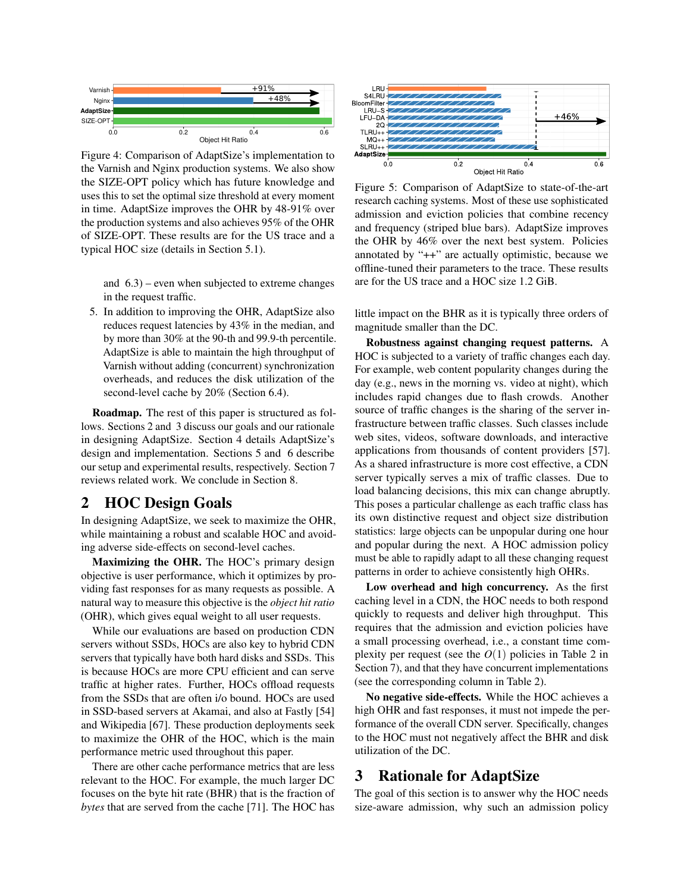Figure 4: Comparison of AdaptSize's implementation to the Varnish and Nginx production systems. We also show the SIZE-OPT policy which has future knowledge and uses this to set the optimal size threshold at every moment in time. AdaptSize improves the OHR by 48-91% over the production systems and also achieves 95% of the OHR of SIZE-OPT. These results are for the US trace and a typical HOC size (details in Section 5.1).

and 6.3) – even when subjected to extreme changes in the request traffic.

5. In addition to improving the OHR, AdaptSize also reduces request latencies by 43% in the median, and by more than 30% at the 90-th and 99.9-th percentile. AdaptSize is able to maintain the high throughput of Varnish without adding (concurrent) synchronization overheads, and reduces the disk utilization of the second-level cache by 20% (Section 6.4).

**Roadmap.** The rest of this paper is structured as follows. Sections 2 and 3 discuss our goals and our rationale in designing AdaptSize. Section 4 details AdaptSize's design and implementation. Sections 5 and 6 describe our setup and experimental results, respectively. Section 7 reviews related work. We conclude in Section 8.

## 2 HOC Design Goals

In designing AdaptSize, we seek to maximize the OHR, while maintaining a robust and scalable HOC and avoiding adverse side-effects on second-level caches.

**Maximizing the OHR.** The HOC's primary design objective is user performance, which it optimizes by providing fast responses for as many requests as possible. A natural way to measure this objective is the *object hit ratio* (OHR), which gives equal weight to all user requests.

While our evaluations are based on production CDN servers without SSDs, HOCs are also key to hybrid CDN servers that typically have both hard disks and SSDs. This is because HOCs are more CPU efficient and can serve traffic at higher rates. Further, HOCs offload requests from the SSDs that are often i/o bound. HOCs are used in SSD-based servers at Akamai, and also at Fastly [54] and Wikipedia [67]. These production deployments seek to maximize the OHR of the HOC, which is the main performance metric used throughout this paper.

There are other cache performance metrics that are less relevant to the HOC. For example, the much larger DC focuses on the byte hit rate (BHR) that is the fraction of *bytes* that are served from the cache [71]. The HOC has little impact on the BHR as it is typically three orders of magnitude smaller than the DC.

Figure 5: Comparison of AdaptSize to state-of-the-art research caching systems. Most of these use sophisticated admission and eviction policies that combine recency and frequency (striped blue bars). AdaptSize improves the OHR by 46% over the next best system. Policies annotated by "++" are actually optimistic, because we offline-tuned their parameters to the trace. These results are for the US trace and a HOC size 1.2 GiB.

**Robustness against changing request patterns.** A HOC is subjected to a variety of traffic changes each day. For example, web content popularity changes during the day (e.g., news in the morning vs. video at night), which includes rapid changes due to flash crowds. Another source of traffic changes is the sharing of the server infrastructure between traffic classes. Such classes include web sites, videos, software downloads, and interactive applications from thousands of content providers [57]. As a shared infrastructure is more cost effective, a CDN server typically serves a mix of traffic classes. Due to load balancing decisions, this mix can change abruptly. This poses a particular challenge as each traffic class has its own distinctive request and object size distribution statistics: large objects can be unpopular during one hour and popular during the next. A HOC admission policy must be able to rapidly adapt to all these changing request patterns in order to achieve consistently high OHRs.

**Low overhead and high concurrency.** As the first caching level in a CDN, the HOC needs to both respond quickly to requests and deliver high throughput. This requires that the admission and eviction policies have a small processing overhead, i.e., a constant time complexity per request (see the $O(1)$ policies in Table 2 in Section 7), and that they have concurrent implementations (see the corresponding column in Table 2).

**No negative side-effects.** While the HOC achieves a high OHR and fast responses, it must not impede the performance of the overall CDN server. Specifically, changes to the HOC must not negatively affect the BHR and disk utilization of the DC.

## 3 Rationale for AdaptSize

The goal of this section is to answer why the HOC needs size-aware admission, why such an admission policy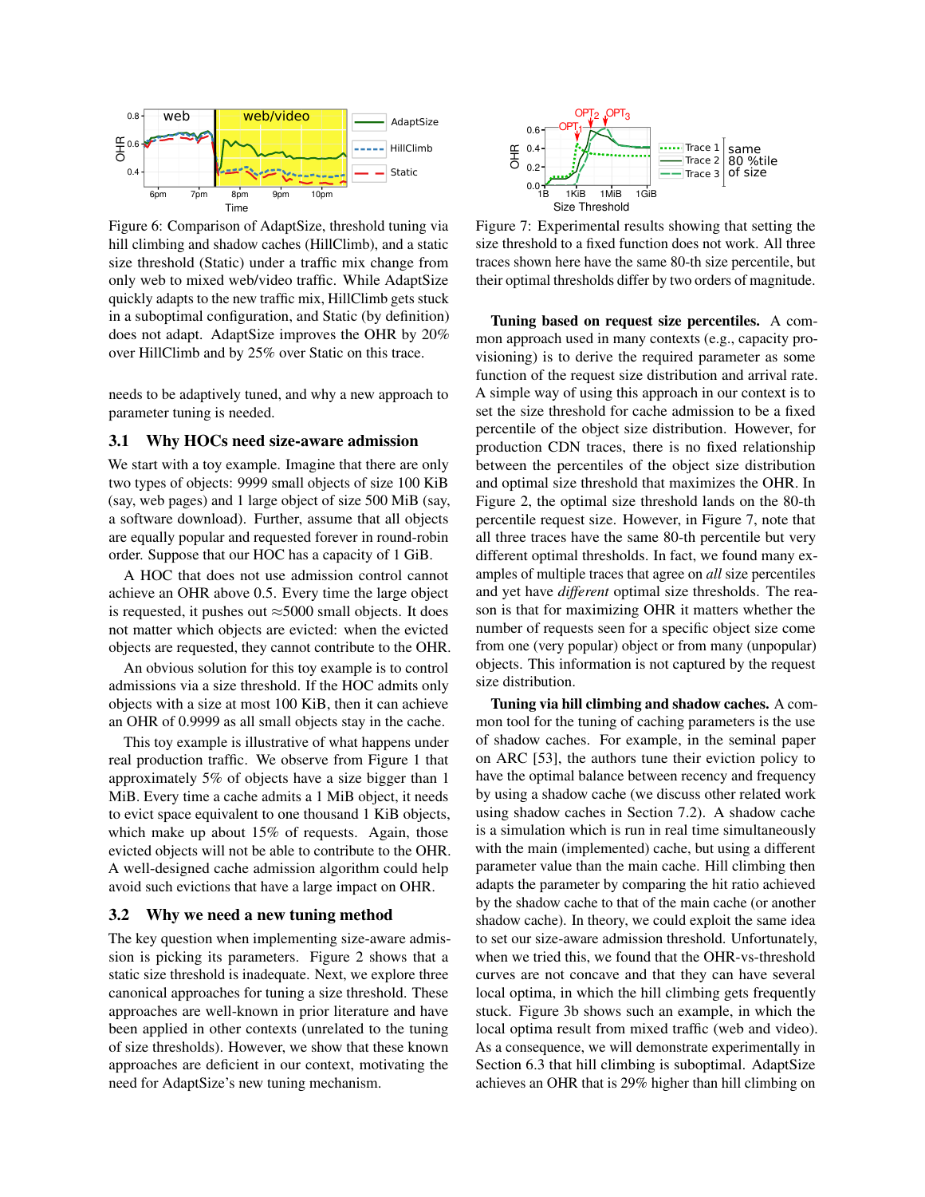Figure 6: Comparison of AdaptSize, threshold tuning via hill climbing and shadow caches (HillClimb), and a static size threshold (Static) under a traffic mix change from only web to mixed web/video traffic. While AdaptSize quickly adapts to the new traffic mix, HillClimb gets stuck in a suboptimal configuration, and Static (by definition) does not adapt. AdaptSize improves the OHR by 20% over HillClimb and by 25% over Static on this trace.

needs to be adaptively tuned, and why a new approach to parameter tuning is needed.

## 3.1 Why HOCs need size-aware admission

We start with a toy example. Imagine that there are only two types of objects: 9999 small objects of size 100 KiB (say, web pages) and 1 large object of size 500 MiB (say, a software download). Further, assume that all objects are equally popular and requested forever in round-robin order. Suppose that our HOC has a capacity of 1 GiB.

A HOC that does not use admission control cannot achieve an OHR above 0.5. Every time the large object is requested, it pushes out ≈5000 small objects. It does not matter which objects are evicted: when the evicted objects are requested, they cannot contribute to the OHR.

An obvious solution for this toy example is to control admissions via a size threshold. If the HOC admits only objects with a size at most 100 KiB, then it can achieve an OHR of 0.9999 as all small objects stay in the cache.

This toy example is illustrative of what happens under real production traffic. We observe from Figure 1 that approximately 5% of objects have a size bigger than 1 MiB. Every time a cache admits a 1 MiB object, it needs to evict space equivalent to one thousand 1 KiB objects, which make up about 15% of requests. Again, those evicted objects will not be able to contribute to the OHR. A well-designed cache admission algorithm could help avoid such evictions that have a large impact on OHR.

## 3.2 Why we need a new tuning method

The key question when implementing size-aware admission is picking its parameters. Figure 2 shows that a static size threshold is inadequate. Next, we explore three canonical approaches for tuning a size threshold. These approaches are well-known in prior literature and have been applied in other contexts (unrelated to the tuning of size thresholds). However, we show that these known approaches are deficient in our context, motivating the need for AdaptSize's new tuning mechanism.

Figure 7: Experimental results showing that setting the size threshold to a fixed function does not work. All three traces shown here have the same 80-th size percentile, but their optimal thresholds differ by two orders of magnitude.

**Tuning based on request size percentiles.** A common approach used in many contexts (e.g., capacity provisioning) is to derive the required parameter as some function of the request size distribution and arrival rate. A simple way of using this approach in our context is to set the size threshold for cache admission to be a fixed percentile of the object size distribution. However, for production CDN traces, there is no fixed relationship between the percentiles of the object size distribution and optimal size threshold that maximizes the OHR. In Figure 2, the optimal size threshold lands on the 80-th percentile request size. However, in Figure 7, note that all three traces have the same 80-th percentile but very different optimal thresholds. In fact, we found many examples of multiple traces that agree on *all* size percentiles and yet have *different* optimal size thresholds. The reason is that for maximizing OHR it matters whether the number of requests seen for a specific object size come from one (very popular) object or from many (unpopular) objects. This information is not captured by the request size distribution.

**Tuning via hill climbing and shadow caches.** A common tool for the tuning of caching parameters is the use of shadow caches. For example, in the seminal paper on ARC [53], the authors tune their eviction policy to have the optimal balance between recency and frequency by using a shadow cache (we discuss other related work using shadow caches in Section 7.2). A shadow cache is a simulation which is run in real time simultaneously with the main (implemented) cache, but using a different parameter value than the main cache. Hill climbing then adapts the parameter by comparing the hit ratio achieved by the shadow cache to that of the main cache (or another shadow cache). In theory, we could exploit the same idea to set our size-aware admission threshold. Unfortunately, when we tried this, we found that the OHR-vs-threshold curves are not concave and that they can have several local optima, in which the hill climbing gets frequently stuck. Figure 3b shows such an example, in which the local optima result from mixed traffic (web and video). As a consequence, we will demonstrate experimentally in Section 6.3 that hill climbing is suboptimal. AdaptSize achieves an OHR that is 29% higher than hill climbing on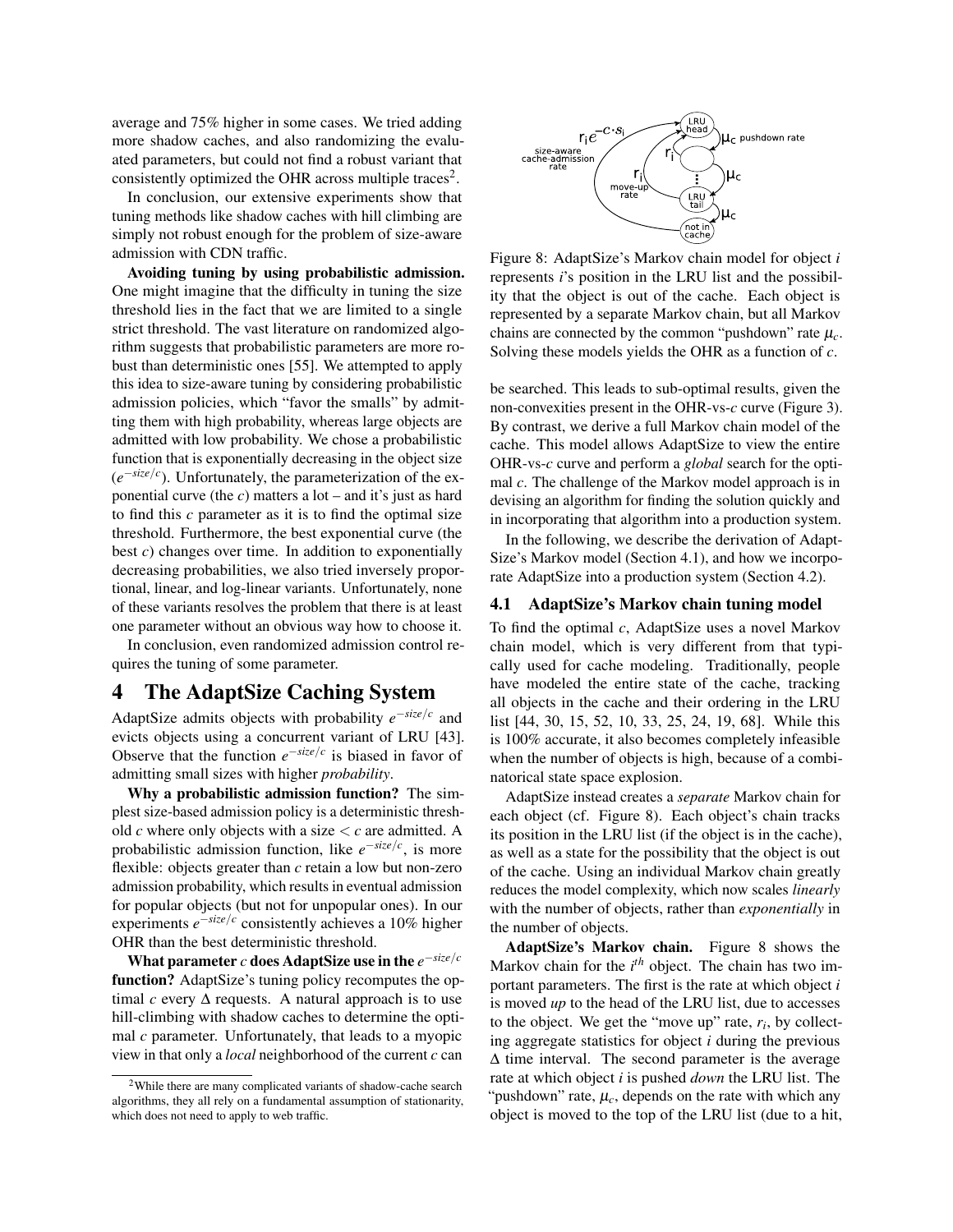average and 75% higher in some cases. We tried adding more shadow caches, and also randomizing the evaluated parameters, but could not find a robust variant that consistently optimized the OHR across multiple traces[2].

In conclusion, our extensive experiments show that tuning methods like shadow caches with hill climbing are simply not robust enough for the problem of size-aware admission with CDN traffic.

**Avoiding tuning by using probabilistic admission.** One might imagine that the difficulty in tuning the size threshold lies in the fact that we are limited to a single strict threshold. The vast literature on randomized algorithm suggests that probabilistic parameters are more robust than deterministic ones [55]. We attempted to apply this idea to size-aware tuning by considering probabilistic admission policies, which "favor the smalls" by admitting them with high probability, whereas large objects are admitted with low probability. We chose a probabilistic function that is exponentially decreasing in the object size ($e^{-size/c}$). Unfortunately, the parameterization of the exponential curve (the $c$) matters a lot – and it's just as hard to find this $c$ parameter as it is to find the optimal size threshold. Furthermore, the best exponential curve (the best $c$) changes over time. In addition to exponentially decreasing probabilities, we also tried inversely proportional, linear, and log-linear variants. Unfortunately, none of these variants resolves the problem that there is at least one parameter without an obvious way how to choose it.

In conclusion, even randomized admission control requires the tuning of some parameter.

# 4 The AdaptSize Caching System

AdaptSize admits objects with probability $e^{-size/c}$ and evicts objects using a concurrent variant of LRU [43]. Observe that the function $e^{-size/c}$ is biased in favor of admitting small sizes with higher *probability*.

**Why a probabilistic admission function?** The simplest size-based admission policy is a deterministic threshold $c$ where only objects with a size $< c$ are admitted. A probabilistic admission function, like $e^{-size/c}$, is more flexible: objects greater than $c$ retain a low but non-zero admission probability, which results in eventual admission for popular objects (but not for unpopular ones). In our experiments $e^{-size/c}$ consistently achieves a 10% higher OHR than the best deterministic threshold.

**What parameter $c$ does AdaptSize use in the $e^{-size/c}$ function?** AdaptSize's tuning policy recomputes the optimal $c$ every $\Delta$ requests. A natural approach is to use hill-climbing with shadow caches to determine the optimal $c$ parameter. Unfortunately, that leads to a myopic view in that only a *local* neighborhood of the current $c$ can be searched. This leads to sub-optimal results, given the non-convexities present in the OHR-vs-$c$ curve (Figure 3). By contrast, we derive a full Markov chain model of the cache. This model allows AdaptSize to view the entire OHR-vs-$c$ curve and perform a *global* search for the optimal $c$. The challenge of the Markov model approach is in devising an algorithm for finding the solution quickly and in incorporating that algorithm into a production system.

[2] While there are many complicated variants of shadow-cache search algorithms, they all rely on a fundamental assumption of stationarity, which does not need to apply to web traffic.

Figure 8: AdaptSize's Markov chain model for object $i$ represents $i$'s position in the LRU list and the possibility that the object is out of the cache. Each object is represented by a separate Markov chain, but all Markov chains are connected by the common "pushdown" rate $\mu_c$. Solving these models yields the OHR as a function of $c$.

In the following, we describe the derivation of AdaptSize's Markov model (Section 4.1), and how we incorporate AdaptSize into a production system (Section 4.2).

## 4.1 AdaptSize's Markov chain tuning model

To find the optimal $c$, AdaptSize uses a novel Markov chain model, which is very different from that typically used for cache modeling. Traditionally, people have modeled the entire state of the cache, tracking all objects in the cache and their ordering in the LRU list [44, 30, 15, 52, 10, 33, 25, 24, 19, 68]. While this is 100% accurate, it also becomes completely infeasible when the number of objects is high, because of a combinatorical state space explosion.

AdaptSize instead creates a *separate* Markov chain for each object (cf. Figure 8). Each object's chain tracks its position in the LRU list (if the object is in the cache), as well as a state for the possibility that the object is out of the cache. Using an individual Markov chain greatly reduces the model complexity, which now scales *linearly* with the number of objects, rather than *exponentially* in the number of objects.

**AdaptSize's Markov chain.** Figure 8 shows the Markov chain for the $i^{th}$ object. The chain has two important parameters. The first is the rate at which object $i$ is moved *up* to the head of the LRU list, due to accesses to the object. We get the "move up" rate, $r_i$, by collecting aggregate statistics for object $i$ during the previous $\Delta$ time interval. The second parameter is the average rate at which object $i$ is pushed *down* the LRU list. The "pushdown" rate, $\mu_c$, depends on the rate with which any object is moved to the top of the LRU list (due to a hit,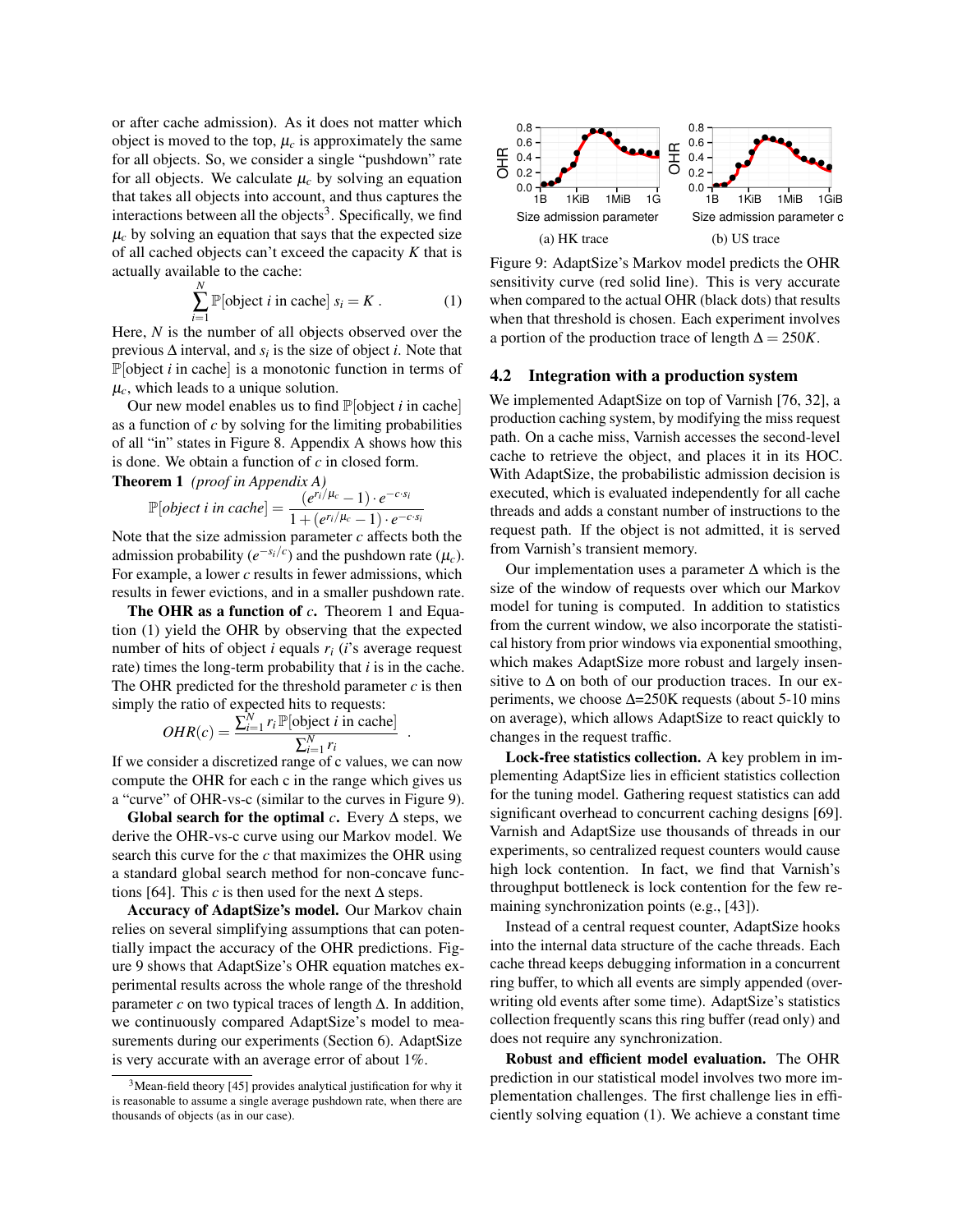or after cache admission). As it does not matter which object is moved to the top, $\mu_c$ is approximately the same for all objects. So, we consider a single "pushdown" rate for all objects. We calculate $\mu_c$ by solving an equation that takes all objects into account, and thus captures the interactions between all the objects[3]. Specifically, we find $\mu_c$ by solving an equation that says that the expected size of all cached objects can't exceed the capacity $K$ that is actually available to the cache:

$$\sum_{i=1}^{N} \mathbb{P}[\text{object } i \text{ in cache}]\ s_i = K\ . \qquad (1)$$

Here, $N$ is the number of all objects observed over the previous $\Delta$ interval, and $s_i$ is the size of object $i$. Note that $\mathbb{P}[\text{object } i \text{ in cache}]$ is a monotonic function in terms of $\mu_c$, which leads to a unique solution.

Our new model enables us to find $\mathbb{P}[\text{object } i \text{ in cache}]$ as a function of $c$ by solving for the limiting probabilities of all "in" states in Figure 8. Appendix A shows how this is done. We obtain a function of $c$ in closed form.

**Theorem 1** *(proof in Appendix A)*

$$\mathbb{P}[\textit{object } i \textit{ in cache}] = \frac{(e^{r_i/\mu_c} - 1) \cdot e^{-c \cdot s_i}}{1 + (e^{r_i/\mu_c} - 1) \cdot e^{-c \cdot s_i}}$$

Note that the size admission parameter $c$ affects both the admission probability ($e^{-s_i/c}$) and the pushdown rate ($\mu_c$). For example, a lower $c$ results in fewer admissions, which results in fewer evictions, and in a smaller pushdown rate.

**The OHR as a function of $c$.** Theorem 1 and Equation (1) yield the OHR by observing that the expected number of hits of object $i$ equals $r_i$ ($i$'s average request rate) times the long-term probability that $i$ is in the cache. The OHR predicted for the threshold parameter $c$ is then simply the ratio of expected hits to requests:

$$OHR(c) = \frac{\sum_{i=1}^{N} r_i\, \mathbb{P}[\text{object } i \text{ in cache}]}{\sum_{i=1}^{N} r_i}\ .$$

If we consider a discretized range of c values, we can now compute the OHR for each c in the range which gives us a "curve" of OHR-vs-c (similar to the curves in Figure 9).

**Global search for the optimal $c$.** Every $\Delta$ steps, we derive the OHR-vs-c curve using our Markov model. We search this curve for the $c$ that maximizes the OHR using a standard global search method for non-concave functions [64]. This $c$ is then used for the next $\Delta$ steps.

**Accuracy of AdaptSize's model.** Our Markov chain relies on several simplifying assumptions that can potentially impact the accuracy of the OHR predictions. Figure 9 shows that AdaptSize's OHR equation matches experimental results across the whole range of the threshold parameter $c$ on two typical traces of length $\Delta$. In addition, we continuously compared AdaptSize's model to measurements during our experiments (Section 6). AdaptSize is very accurate with an average error of about 1%.

[3] Mean-field theory [45] provides analytical justification for why it is reasonable to assume a single average pushdown rate, when there are thousands of objects (as in our case).

Figure 9: AdaptSize's Markov model predicts the OHR sensitivity curve (red solid line). This is very accurate when compared to the actual OHR (black dots) that results when that threshold is chosen. Each experiment involves a portion of the production trace of length $\Delta = 250K$.

(a) HK trace (b) US trace

### 4.2 Integration with a production system

We implemented AdaptSize on top of Varnish [76, 32], a production caching system, by modifying the miss request path. On a cache miss, Varnish accesses the second-level cache to retrieve the object, and places it in its HOC. With AdaptSize, the probabilistic admission decision is executed, which is evaluated independently for all cache threads and adds a constant number of instructions to the request path. If the object is not admitted, it is served from Varnish's transient memory.

Our implementation uses a parameter $\Delta$ which is the size of the window of requests over which our Markov model for tuning is computed. In addition to statistics from the current window, we also incorporate the statistical history from prior windows via exponential smoothing, which makes AdaptSize more robust and largely insensitive to $\Delta$ on both of our production traces. In our experiments, we choose $\Delta$=250K requests (about 5-10 mins on average), which allows AdaptSize to react quickly to changes in the request traffic.

**Lock-free statistics collection.** A key problem in implementing AdaptSize lies in efficient statistics collection for the tuning model. Gathering request statistics can add significant overhead to concurrent caching designs [69]. Varnish and AdaptSize use thousands of threads in our experiments, so centralized request counters would cause high lock contention. In fact, we find that Varnish's throughput bottleneck is lock contention for the few remaining synchronization points (e.g., [43]).

Instead of a central request counter, AdaptSize hooks into the internal data structure of the cache threads. Each cache thread keeps debugging information in a concurrent ring buffer, to which all events are simply appended (overwriting old events after some time). AdaptSize's statistics collection frequently scans this ring buffer (read only) and does not require any synchronization.

**Robust and efficient model evaluation.** The OHR prediction in our statistical model involves two more implementation challenges. The first challenge lies in efficiently solving equation (1). We achieve a constant time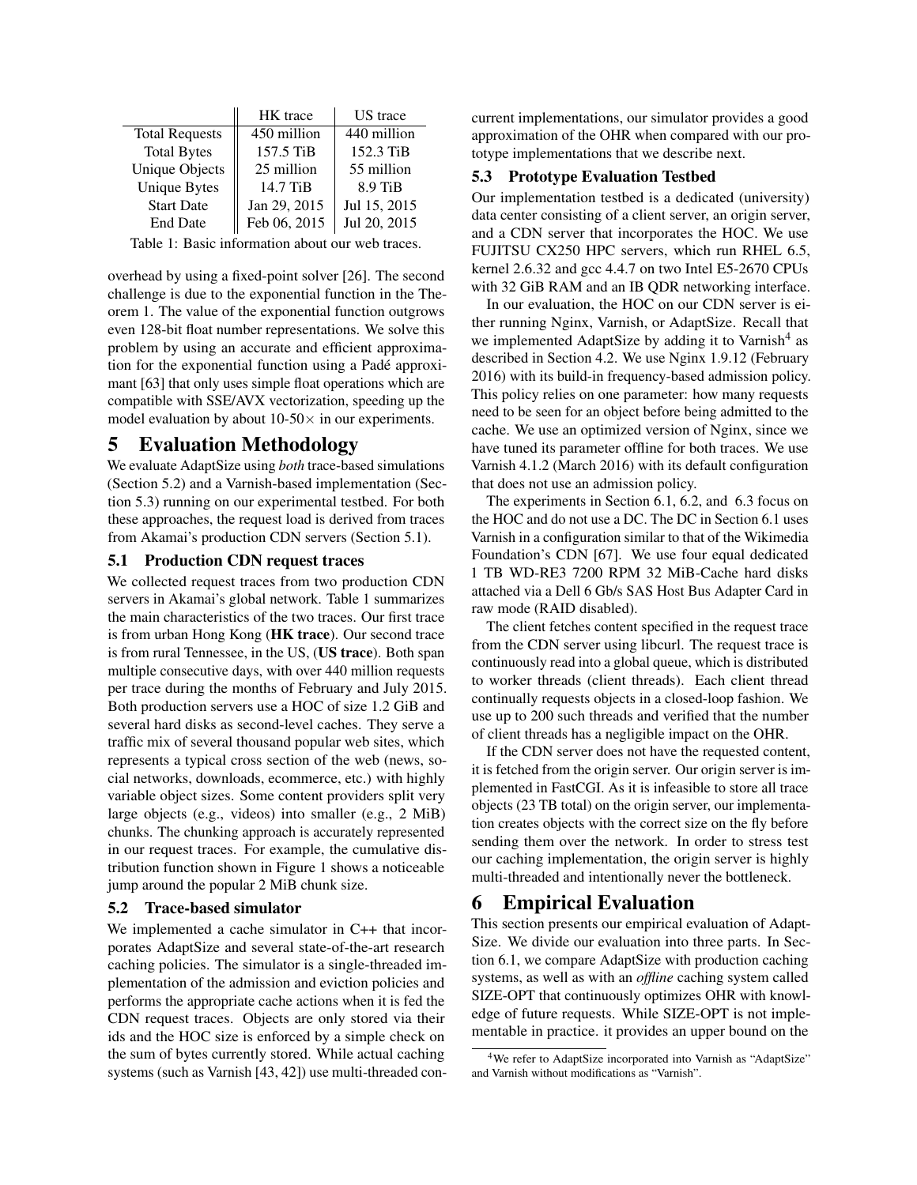| | HK trace | US trace |
|---|---|---|
| Total Requests | 450 million | 440 million |
| Total Bytes | 157.5 TiB | 152.3 TiB |
| Unique Objects | 25 million | 55 million |
| Unique Bytes | 14.7 TiB | 8.9 TiB |
| Start Date | Jan 29, 2015 | Jul 15, 2015 |
| End Date | Feb 06, 2015 | Jul 20, 2015 |

Table 1: Basic information about our web traces.

overhead by using a fixed-point solver [26]. The second challenge is due to the exponential function in the Theorem 1. The value of the exponential function outgrows even 128-bit float number representations. We solve this problem by using an accurate and efficient approximation for the exponential function using a Padé approximant [63] that only uses simple float operations which are compatible with SSE/AVX vectorization, speeding up the model evaluation by about 10-50$\times$ in our experiments.

# 5 Evaluation Methodology

We evaluate AdaptSize using *both* trace-based simulations (Section 5.2) and a Varnish-based implementation (Section 5.3) running on our experimental testbed. For both these approaches, the request load is derived from traces from Akamai's production CDN servers (Section 5.1).

## 5.1 Production CDN request traces

We collected request traces from two production CDN servers in Akamai's global network. Table 1 summarizes the main characteristics of the two traces. Our first trace is from urban Hong Kong (**HK trace**). Our second trace is from rural Tennessee, in the US, (**US trace**). Both span multiple consecutive days, with over 440 million requests per trace during the months of February and July 2015. Both production servers use a HOC of size 1.2 GiB and several hard disks as second-level caches. They serve a traffic mix of several thousand popular web sites, which represents a typical cross section of the web (news, social networks, downloads, ecommerce, etc.) with highly variable object sizes. Some content providers split very large objects (e.g., videos) into smaller (e.g., 2 MiB) chunks. The chunking approach is accurately represented in our request traces. For example, the cumulative distribution function shown in Figure 1 shows a noticeable jump around the popular 2 MiB chunk size.

## 5.2 Trace-based simulator

We implemented a cache simulator in C++ that incorporates AdaptSize and several state-of-the-art research caching policies. The simulator is a single-threaded implementation of the admission and eviction policies and performs the appropriate cache actions when it is fed the CDN request traces. Objects are only stored via their ids and the HOC size is enforced by a simple check on the sum of bytes currently stored. While actual caching systems (such as Varnish [43, 42]) use multi-threaded concurrent implementations, our simulator provides a good approximation of the OHR when compared with our prototype implementations that we describe next.

## 5.3 Prototype Evaluation Testbed

Our implementation testbed is a dedicated (university) data center consisting of a client server, an origin server, and a CDN server that incorporates the HOC. We use FUJITSU CX250 HPC servers, which run RHEL 6.5, kernel 2.6.32 and gcc 4.4.7 on two Intel E5-2670 CPUs with 32 GiB RAM and an IB QDR networking interface.

In our evaluation, the HOC on our CDN server is either running Nginx, Varnish, or AdaptSize. Recall that we implemented AdaptSize by adding it to Varnish[4] as described in Section 4.2. We use Nginx 1.9.12 (February 2016) with its build-in frequency-based admission policy. This policy relies on one parameter: how many requests need to be seen for an object before being admitted to the cache. We use an optimized version of Nginx, since we have tuned its parameter offline for both traces. We use Varnish 4.1.2 (March 2016) with its default configuration that does not use an admission policy.

The experiments in Section 6.1, 6.2, and 6.3 focus on the HOC and do not use a DC. The DC in Section 6.1 uses Varnish in a configuration similar to that of the Wikimedia Foundation's CDN [67]. We use four equal dedicated 1 TB WD-RE3 7200 RPM 32 MiB-Cache hard disks attached via a Dell 6 Gb/s SAS Host Bus Adapter Card in raw mode (RAID disabled).

The client fetches content specified in the request trace from the CDN server using libcurl. The request trace is continuously read into a global queue, which is distributed to worker threads (client threads). Each client thread continually requests objects in a closed-loop fashion. We use up to 200 such threads and verified that the number of client threads has a negligible impact on the OHR.

If the CDN server does not have the requested content, it is fetched from the origin server. Our origin server is implemented in FastCGI. As it is infeasible to store all trace objects (23 TB total) on the origin server, our implementation creates objects with the correct size on the fly before sending them over the network. In order to stress test our caching implementation, the origin server is highly multi-threaded and intentionally never the bottleneck.

# 6 Empirical Evaluation

This section presents our empirical evaluation of AdaptSize. We divide our evaluation into three parts. In Section 6.1, we compare AdaptSize with production caching systems, as well as with an *offline* caching system called SIZE-OPT that continuously optimizes OHR with knowledge of future requests. While SIZE-OPT is not implementable in practice. it provides an upper bound on the

[4] We refer to AdaptSize incorporated into Varnish as "AdaptSize" and Varnish without modifications as "Varnish".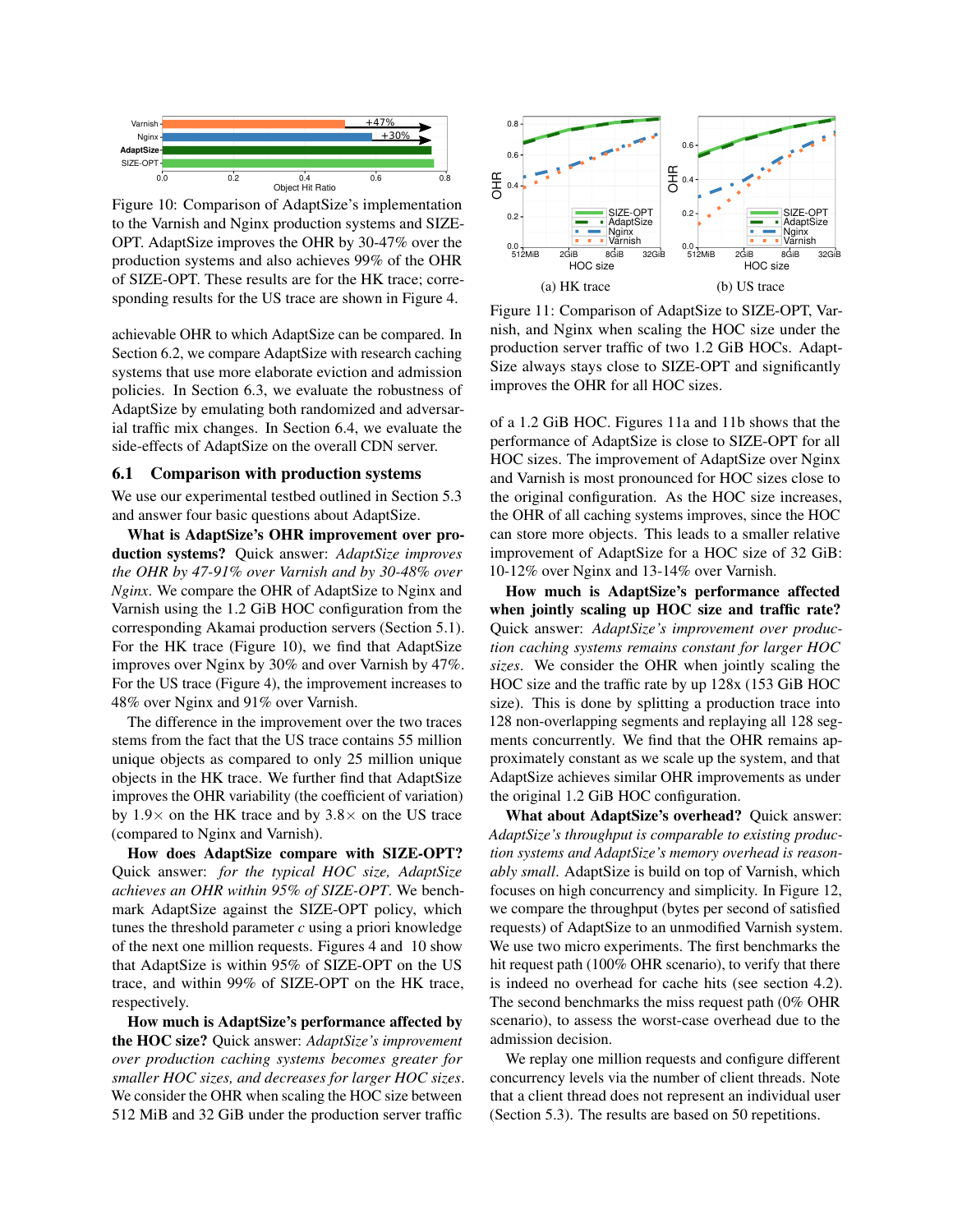Figure 10: Comparison of AdaptSize's implementation to the Varnish and Nginx production systems and SIZE-OPT. AdaptSize improves the OHR by 30-47% over the production systems and also achieves 99% of the OHR of SIZE-OPT. These results are for the HK trace; corresponding results for the US trace are shown in Figure 4.

achievable OHR to which AdaptSize can be compared. In Section 6.2, we compare AdaptSize with research caching systems that use more elaborate eviction and admission policies. In Section 6.3, we evaluate the robustness of AdaptSize by emulating both randomized and adversarial traffic mix changes. In Section 6.4, we evaluate the side-effects of AdaptSize on the overall CDN server.

## 6.1 Comparison with production systems

We use our experimental testbed outlined in Section 5.3 and answer four basic questions about AdaptSize.

**What is AdaptSize's OHR improvement over production systems?** Quick answer: *AdaptSize improves the OHR by 47-91% over Varnish and by 30-48% over Nginx*. We compare the OHR of AdaptSize to Nginx and Varnish using the 1.2 GiB HOC configuration from the corresponding Akamai production servers (Section 5.1). For the HK trace (Figure 10), we find that AdaptSize improves over Nginx by 30% and over Varnish by 47%. For the US trace (Figure 4), the improvement increases to 48% over Nginx and 91% over Varnish.

The difference in the improvement over the two traces stems from the fact that the US trace contains 55 million unique objects as compared to only 25 million unique objects in the HK trace. We further find that AdaptSize improves the OHR variability (the coefficient of variation) by 1.9× on the HK trace and by 3.8× on the US trace (compared to Nginx and Varnish).

**How does AdaptSize compare with SIZE-OPT?** Quick answer: *for the typical HOC size, AdaptSize achieves an OHR within 95% of SIZE-OPT*. We benchmark AdaptSize against the SIZE-OPT policy, which tunes the threshold parameter $c$ using a priori knowledge of the next one million requests. Figures 4 and 10 show that AdaptSize is within 95% of SIZE-OPT on the US trace, and within 99% of SIZE-OPT on the HK trace, respectively.

**How much is AdaptSize's performance affected by the HOC size?** Quick answer: *AdaptSize's improvement over production caching systems becomes greater for smaller HOC sizes, and decreases for larger HOC sizes*. We consider the OHR when scaling the HOC size between 512 MiB and 32 GiB under the production server traffic

(a) HK trace

(b) US trace

Figure 11: Comparison of AdaptSize to SIZE-OPT, Varnish, and Nginx when scaling the HOC size under the production server traffic of two 1.2 GiB HOCs. AdaptSize always stays close to SIZE-OPT and significantly improves the OHR for all HOC sizes.

of a 1.2 GiB HOC. Figures 11a and 11b shows that the performance of AdaptSize is close to SIZE-OPT for all HOC sizes. The improvement of AdaptSize over Nginx and Varnish is most pronounced for HOC sizes close to the original configuration. As the HOC size increases, the OHR of all caching systems improves, since the HOC can store more objects. This leads to a smaller relative improvement of AdaptSize for a HOC size of 32 GiB: 10-12% over Nginx and 13-14% over Varnish.

**How much is AdaptSize's performance affected when jointly scaling up HOC size and traffic rate?** Quick answer: *AdaptSize's improvement over production caching systems remains constant for larger HOC sizes*. We consider the OHR when jointly scaling the HOC size and the traffic rate by up 128x (153 GiB HOC size). This is done by splitting a production trace into 128 non-overlapping segments and replaying all 128 segments concurrently. We find that the OHR remains approximately constant as we scale up the system, and that AdaptSize achieves similar OHR improvements as under the original 1.2 GiB HOC configuration.

**What about AdaptSize's overhead?** Quick answer: *AdaptSize's throughput is comparable to existing production caching systems and AdaptSize's memory overhead is reasonably small*. AdaptSize is build on top of Varnish, which focuses on high concurrency and simplicity. In Figure 12, we compare the throughput (bytes per second of satisfied requests) of AdaptSize to an unmodified Varnish system. We use two micro experiments. The first benchmarks the hit request path (100% OHR scenario), to verify that there is indeed no overhead for cache hits (see section 4.2). The second benchmarks the miss request path (0% OHR scenario), to assess the worst-case overhead due to the admission decision.

We replay one million requests and configure different concurrency levels via the number of client threads. Note that a client thread does not represent an individual user (Section 5.3). The results are based on 50 repetitions.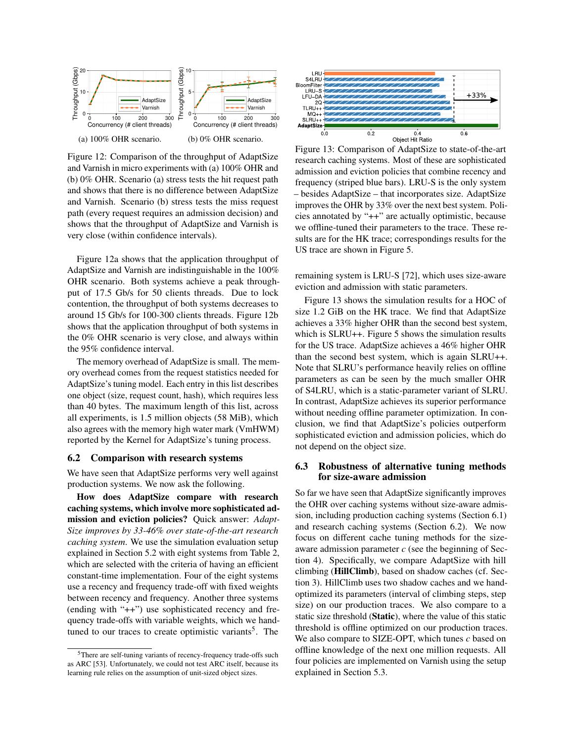(a) 100% OHR scenario.

(b) 0% OHR scenario.

Figure 12: Comparison of the throughput of AdaptSize and Varnish in micro experiments with (a) 100% OHR and (b) 0% OHR. Scenario (a) stress tests the hit request path and shows that there is no difference between AdaptSize and Varnish. Scenario (b) stress tests the miss request path (every request requires an admission decision) and shows that the throughput of AdaptSize and Varnish is very close (within confidence intervals).

Figure 12a shows that the application throughput of AdaptSize and Varnish are indistinguishable in the 100% OHR scenario. Both systems achieve a peak throughput of 17.5 Gb/s for 50 clients threads. Due to lock contention, the throughput of both systems decreases to around 15 Gb/s for 100-300 clients threads. Figure 12b shows that the application throughput of both systems in the 0% OHR scenario is very close, and always within the 95% confidence interval.

The memory overhead of AdaptSize is small. The memory overhead comes from the request statistics needed for AdaptSize's tuning model. Each entry in this list describes one object (size, request count, hash), which requires less than 40 bytes. The maximum length of this list, across all experiments, is 1.5 million objects (58 MiB), which also agrees with the memory high water mark (VmHWM) reported by the Kernel for AdaptSize's tuning process.

## 6.2 Comparison with research systems

We have seen that AdaptSize performs very well against production systems. We now ask the following.

**How does AdaptSize compare with research caching systems, which involve more sophisticated admission and eviction policies?** Quick answer: *AdaptSize improves by 33-46% over state-of-the-art research caching system.* We use the simulation evaluation setup explained in Section 5.2 with eight systems from Table 2, which are selected with the criteria of having an efficient constant-time implementation. Four of the eight systems use a recency and frequency trade-off with fixed weights between recency and frequency. Another three systems (ending with "++") use sophisticated recency and frequency trade-offs with variable weights, which we hand-tuned to our traces to create optimistic variants[5]. The remaining system is LRU-S [72], which uses size-aware eviction and admission with static parameters.

Figure 13: Comparison of AdaptSize to state-of-the-art research caching systems. Most of these are sophisticated admission and eviction policies that combine recency and frequency (striped blue bars). LRU-S is the only system – besides AdaptSize – that incorporates size. AdaptSize improves the OHR by 33% over the next best system. Policies annotated by "++" are actually optimistic, because we offline-tuned their parameters to the trace. These results are for the HK trace; correspondings results for the US trace are shown in Figure 5.

Figure 13 shows the simulation results for a HOC of size 1.2 GiB on the HK trace. We find that AdaptSize achieves a 33% higher OHR than the second best system, which is SLRU++. Figure 5 shows the simulation results for the US trace. AdaptSize achieves a 46% higher OHR than the second best system, which is again SLRU++. Note that SLRU's performance heavily relies on offline parameters as can be seen by the much smaller OHR of S4LRU, which is a static-parameter variant of SLRU. In contrast, AdaptSize achieves its superior performance without needing offline parameter optimization. In conclusion, we find that AdaptSize's policies outperform sophisticated eviction and admission policies, which do not depend on the object size.

## 6.3 Robustness of alternative tuning methods for size-aware admission

So far we have seen that AdaptSize significantly improves the OHR over caching systems without size-aware admission, including production caching systems (Section 6.1) and research caching systems (Section 6.2). We now focus on different cache tuning methods for the size-aware admission parameter $c$ (see the beginning of Section 4). Specifically, we compare AdaptSize with hill climbing (**HillClimb**), based on shadow caches (cf. Section 3). HillClimb uses two shadow caches and we hand-optimized its parameters (interval of climbing steps, step size) on our production traces. We also compare to a static size threshold (**Static**), where the value of this static threshold is offline optimized on our production traces. We also compare to SIZE-OPT, which tunes $c$ based on offline knowledge of the next one million requests. All four policies are implemented on Varnish using the setup explained in Section 5.3.

[5] There are self-tuning variants of recency-frequency trade-offs such as ARC [53]. Unfortunately, we could not test ARC itself, because its learning rule relies on the assumption of unit-sized object sizes.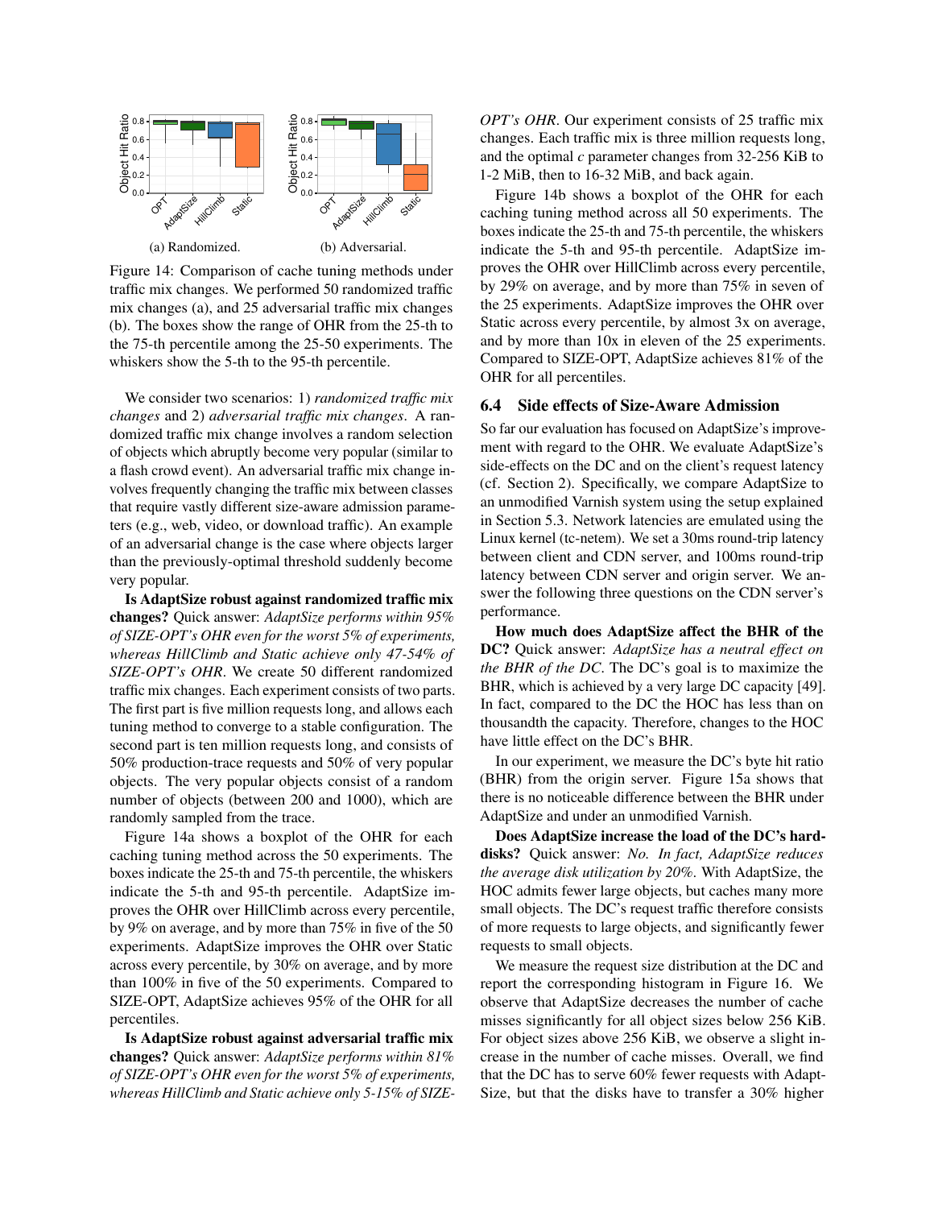(a) Randomized. (b) Adversarial.

Figure 14: Comparison of cache tuning methods under traffic mix changes. We performed 50 randomized traffic mix changes (a), and 25 adversarial traffic mix changes (b). The boxes show the range of OHR from the 25-th to the 75-th percentile among the 25-50 experiments. The whiskers show the 5-th to the 95-th percentile.

We consider two scenarios: 1) *randomized traffic mix changes* and 2) *adversarial traffic mix changes*. A randomized traffic mix change involves a random selection of objects which abruptly become very popular (similar to a flash crowd event). An adversarial traffic mix change involves frequently changing the traffic mix between classes that require vastly different size-aware admission parameters (e.g., web, video, or download traffic). An example of an adversarial change is the case where objects larger than the previously-optimal threshold suddenly become very popular.

**Is AdaptSize robust against randomized traffic mix changes?** Quick answer: *AdaptSize performs within 95% of SIZE-OPT's OHR even for the worst 5% of experiments, whereas HillClimb and Static achieve only 47-54% of SIZE-OPT's OHR*. We create 50 different randomized traffic mix changes. Each experiment consists of two parts. The first part is five million requests long, and allows each tuning method to converge to a stable configuration. The second part is ten million requests long, and consists of 50% production-trace requests and 50% of very popular objects. The very popular objects consist of a random number of objects (between 200 and 1000), which are randomly sampled from the trace.

Figure 14a shows a boxplot of the OHR for each caching tuning method across the 50 experiments. The boxes indicate the 25-th and 75-th percentile, the whiskers indicate the 5-th and 95-th percentile. AdaptSize improves the OHR over HillClimb across every percentile, by 9% on average, and by more than 75% in five of the 50 experiments. AdaptSize improves the OHR over Static across every percentile, by 30% on average, and by more than 100% in five of the 50 experiments. Compared to SIZE-OPT, AdaptSize achieves 95% of the OHR for all percentiles.

**Is AdaptSize robust against adversarial traffic mix changes?** Quick answer: *AdaptSize performs within 81% of SIZE-OPT's OHR even for the worst 5% of experiments, whereas HillClimb and Static achieve only 5-15% of SIZE-OPT's OHR*. Our experiment consists of 25 traffic mix changes. Each traffic mix is three million requests long, and the optimal $c$ parameter changes from 32-256 KiB to 1-2 MiB, then to 16-32 MiB, and back again.

Figure 14b shows a boxplot of the OHR for each caching tuning method across all 50 experiments. The boxes indicate the 25-th and 75-th percentile, the whiskers indicate the 5-th and 95-th percentile. AdaptSize improves the OHR over HillClimb across every percentile, by 29% on average, and by more than 75% in seven of the 25 experiments. AdaptSize improves the OHR over Static across every percentile, by almost 3x on average, and by more than 10x in eleven of the 25 experiments. Compared to SIZE-OPT, AdaptSize achieves 81% of the OHR for all percentiles.

## 6.4 Side effects of Size-Aware Admission

So far our evaluation has focused on AdaptSize's improvement with regard to the OHR. We evaluate AdaptSize's side-effects on the DC and on the client's request latency (cf. Section 2). Specifically, we compare AdaptSize to an unmodified Varnish system using the setup explained in Section 5.3. Network latencies are emulated using the Linux kernel (tc-netem). We set a 30ms round-trip latency between client and CDN server, and 100ms round-trip latency between CDN server and origin server. We answer the following three questions on the CDN server's performance.

**How much does AdaptSize affect the BHR of the DC?** Quick answer: *AdaptSize has a neutral effect on the BHR of the DC*. The DC's goal is to maximize the BHR, which is achieved by a very large DC capacity [49]. In fact, compared to the DC the HOC has less than on thousandth the capacity. Therefore, changes to the HOC have little effect on the DC's BHR.

In our experiment, we measure the DC's byte hit ratio (BHR) from the origin server. Figure 15a shows that there is no noticeable difference between the BHR under AdaptSize and under an unmodified Varnish.

**Does AdaptSize increase the load of the DC's hard-disks?** Quick answer: *No. In fact, AdaptSize reduces the average disk utilization by 20%*. With AdaptSize, the HOC admits fewer large objects, but caches many more small objects. The DC's request traffic therefore consists of more requests to large objects, and significantly fewer requests to small objects.

We measure the request size distribution at the DC and report the corresponding histogram in Figure 16. We observe that AdaptSize decreases the number of cache misses significantly for all object sizes below 256 KiB. For object sizes above 256 KiB, we observe a slight increase in the number of cache misses. Overall, we find that the DC has to serve 60% fewer requests with AdaptSize, but that the disks have to transfer a 30% higher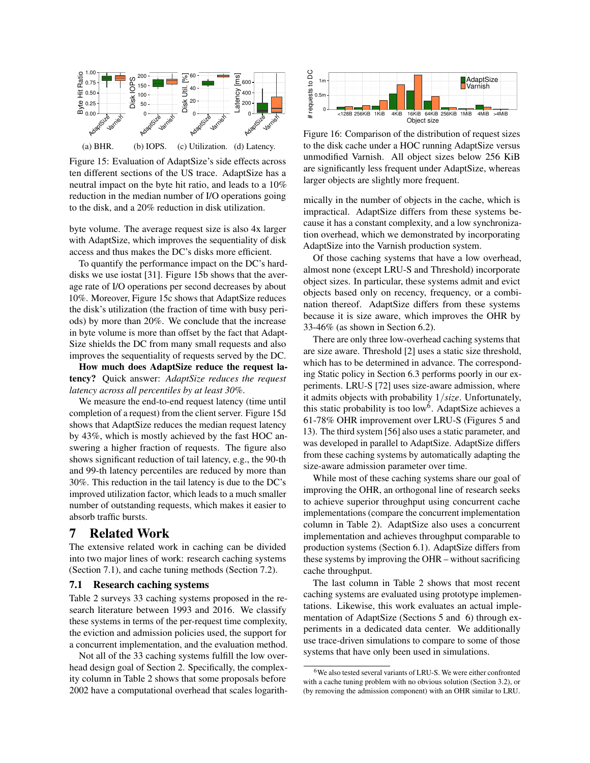(a) BHR. (b) IOPS. (c) Utilization. (d) Latency.

Figure 15: Evaluation of AdaptSize's side effects across ten different sections of the US trace. AdaptSize has a neutral impact on the byte hit ratio, and leads to a 10% reduction in the median number of I/O operations going to the disk, and a 20% reduction in disk utilization.

byte volume. The average request size is also 4x larger with AdaptSize, which improves the sequentiality of disk access and thus makes the DC's disks more efficient.

To quantify the performance impact on the DC's hard-disks we use iostat [31]. Figure 15b shows that the average rate of I/O operations per second decreases by about 10%. Moreover, Figure 15c shows that AdaptSize reduces the disk's utilization (the fraction of time with busy periods) by more than 20%. We conclude that the increase in byte volume is more than offset by the fact that AdaptSize shields the DC from many small requests and also improves the sequentiality of requests served by the DC.

**How much does AdaptSize reduce the request latency?** Quick answer: *AdaptSize reduces the request latency across all percentiles by at least 30%.*

We measure the end-to-end request latency (time until completion of a request) from the client server. Figure 15d shows that AdaptSize reduces the median request latency by 43%, which is mostly achieved by the fast HOC answering a higher fraction of requests. The figure also shows significant reduction of tail latency, e.g., the 90-th and 99-th latency percentiles are reduced by more than 30%. This reduction in the tail latency is due to the DC's improved utilization factor, which leads to a much smaller number of outstanding requests, which makes it easier to absorb traffic bursts.

# 7 Related Work

The extensive related work in caching can be divided into two major lines of work: research caching systems (Section 7.1), and cache tuning methods (Section 7.2).

## 7.1 Research caching systems

Table 2 surveys 33 caching systems proposed in the research literature between 1993 and 2016. We classify these systems in terms of the per-request time complexity, the eviction and admission policies used, the support for a concurrent implementation, and the evaluation method.

Not all of the 33 caching systems fulfill the low overhead design goal of Section 2. Specifically, the complexity column in Table 2 shows that some proposals before 2002 have a computational overhead that scales logarithmically in the number of objects in the cache, which is impractical. AdaptSize differs from these systems because it has a constant complexity, and a low synchronization overhead, which we demonstrated by incorporating AdaptSize into the Varnish production system.

Figure 16: Comparison of the distribution of request sizes to the disk cache under a HOC running AdaptSize versus unmodified Varnish. All object sizes below 256 KiB are significantly less frequent under AdaptSize, whereas larger objects are slightly more frequent.

Of those caching systems that have a low overhead, almost none (except LRU-S and Threshold) incorporate object sizes. In particular, these systems admit and evict objects based only on recency, frequency, or a combination thereof. AdaptSize differs from these systems because it is size aware, which improves the OHR by 33-46% (as shown in Section 6.2).

There are only three low-overhead caching systems that are size aware. Threshold [2] uses a static size threshold, which has to be determined in advance. The corresponding Static policy in Section 6.3 performs poorly in our experiments. LRU-S [72] uses size-aware admission, where it admits objects with probability $1/size$. Unfortunately, this static probability is too low[6]. AdaptSize achieves a 61-78% OHR improvement over LRU-S (Figures 5 and 13). The third system [56] also uses a static parameter, and was developed in parallel to AdaptSize. AdaptSize differs from these caching systems by automatically adapting the size-aware admission parameter over time.

While most of these caching systems share our goal of improving the OHR, an orthogonal line of research seeks to achieve superior throughput using concurrent cache implementations (compare the concurrent implementation column in Table 2). AdaptSize also uses a concurrent implementation and achieves throughput comparable to production systems (Section 6.1). AdaptSize differs from these systems by improving the OHR – without sacrificing cache throughput.

The last column in Table 2 shows that most recent caching systems are evaluated using prototype implementations. Likewise, this work evaluates an actual implementation of AdaptSize (Sections 5 and 6) through experiments in a dedicated data center. We additionally use trace-driven simulations to compare to some of those systems that have only been used in simulations.

[6] We also tested several variants of LRU-S. We were either confronted with a cache tuning problem with no obvious solution (Section 3.2), or (by removing the admission component) with an OHR similar to LRU.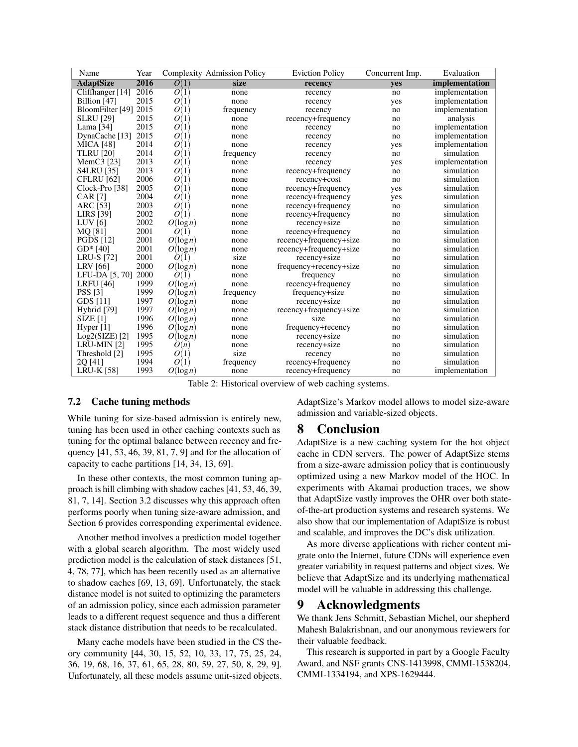| Name | Year | Complexity | Admission Policy | Eviction Policy | Concurrent Imp. | Evaluation |
|---|---|---|---|---|---|---|
| **AdaptSize** | **2016** | $O(1)$ | **size** | **recency** | **yes** | **implementation** |
| Cliffhanger [14] | 2016 | $O(1)$ | none | recency | no | implementation |
| Billion [47] | 2015 | $O(1)$ | none | recency | yes | implementation |
| BloomFilter [49] | 2015 | $O(1)$ | frequency | recency | no | implementation |
| SLRU [29] | 2015 | $O(1)$ | none | recency+frequency | no | analysis |
| Lama [34] | 2015 | $O(1)$ | none | recency | no | implementation |
| DynaCache [13] | 2015 | $O(1)$ | none | recency | no | implementation |
| MICA [48] | 2014 | $O(1)$ | none | recency | yes | implementation |
| TLRU [20] | 2014 | $O(1)$ | frequency | recency | no | simulation |
| MemC3 [23] | 2013 | $O(1)$ | none | recency | yes | implementation |
| S4LRU [35] | 2013 | $O(1)$ | none | recency+frequency | no | simulation |
| CFLRU [62] | 2006 | $O(1)$ | none | recency+cost | no | simulation |
| Clock-Pro [38] | 2005 | $O(1)$ | none | recency+frequency | yes | simulation |
| CAR [7] | 2004 | $O(1)$ | none | recency+frequency | yes | simulation |
| ARC [53] | 2003 | $O(1)$ | none | recency+frequency | no | simulation |
| LIRS [39] | 2002 | $O(1)$ | none | recency+frequency | no | simulation |
| LUV [6] | 2002 | $O(\log n)$ | none | recency+size | no | simulation |
| MQ [81] | 2001 | $O(1)$ | none | recency+frequency | no | simulation |
| PGDS [12] | 2001 | $O(\log n)$ | none | recency+frequency+size | no | simulation |
| GD* [40] | 2001 | $O(\log n)$ | none | recency+frequency+size | no | simulation |
| LRU-S [72] | 2001 | $O(1)$ | size | recency+size | no | simulation |
| LRV [66] | 2000 | $O(\log n)$ | none | frequency+recency+size | no | simulation |
| LFU-DA [5, 70] | 2000 | $O(1)$ | none | frequency | no | simulation |
| LRFU [46] | 1999 | $O(\log n)$ | none | recency+frequency | no | simulation |
| PSS [3] | 1999 | $O(\log n)$ | frequency | frequency+size | no | simulation |
| GDS [11] | 1997 | $O(\log n)$ | none | recency+size | no | simulation |
| Hybrid [79] | 1997 | $O(\log n)$ | none | recency+frequency+size | no | simulation |
| SIZE [1] | 1996 | $O(\log n)$ | none | size | no | simulation |
| Hyper [1] | 1996 | $O(\log n)$ | none | frequency+recency | no | simulation |
| Log2(SIZE) [2] | 1995 | $O(\log n)$ | none | recency+size | no | simulation |
| LRU-MIN [2] | 1995 | $O(n)$ | none | recency+size | no | simulation |
| Threshold [2] | 1995 | $O(1)$ | size | recency | no | simulation |
| 2Q [41] | 1994 | $O(1)$ | frequency | recency+frequency | no | simulation |
| LRU-K [58] | 1993 | $O(\log n)$ | none | recency+frequency | no | implementation |

Table 2: Historical overview of web caching systems.

### 7.2 Cache tuning methods

While tuning for size-based admission is entirely new, tuning has been used in other caching contexts such as tuning for the optimal balance between recency and frequency [41, 53, 46, 39, 81, 7, 9] and for the allocation of capacity to cache partitions [14, 34, 13, 69].

In these other contexts, the most common tuning approach is hill climbing with shadow caches [41, 53, 46, 39, 81, 7, 14]. Section 3.2 discusses why this approach often performs poorly when tuning size-aware admission, and Section 6 provides corresponding experimental evidence.

Another method involves a prediction model together with a global search algorithm. The most widely used prediction model is the calculation of stack distances [51, 4, 78, 77], which has been recently used as an alternative to shadow caches [69, 13, 69]. Unfortunately, the stack distance model is not suited to optimizing the parameters of an admission policy, since each admission parameter leads to a different request sequence and thus a different stack distance distribution that needs to be recalculated.

Many cache models have been studied in the CS theory community [44, 30, 15, 52, 10, 33, 17, 75, 25, 24, 36, 19, 68, 16, 37, 61, 65, 28, 80, 59, 27, 50, 8, 29, 9]. Unfortunately, all these models assume unit-sized objects. AdaptSize's Markov model allows to model size-aware admission and variable-sized objects.

# 8 Conclusion

AdaptSize is a new caching system for the hot object cache in CDN servers. The power of AdaptSize stems from a size-aware admission policy that is continuously optimized using a new Markov model of the HOC. In experiments with Akamai production traces, we show that AdaptSize vastly improves the OHR over both state-of-the-art production systems and research systems. We also show that our implementation of AdaptSize is robust and scalable, and improves the DC's disk utilization.

As more diverse applications with richer content migrate onto the Internet, future CDNs will experience even greater variability in request patterns and object sizes. We believe that AdaptSize and its underlying mathematical model will be valuable in addressing this challenge.

# 9 Acknowledgments

We thank Jens Schmitt, Sebastian Michel, our shepherd Mahesh Balakrishnan, and our anonymous reviewers for their valuable feedback.

This research is supported in part by a Google Faculty Award, and NSF grants CNS-1413998, CMMI-1538204, CMMI-1334194, and XPS-1629444.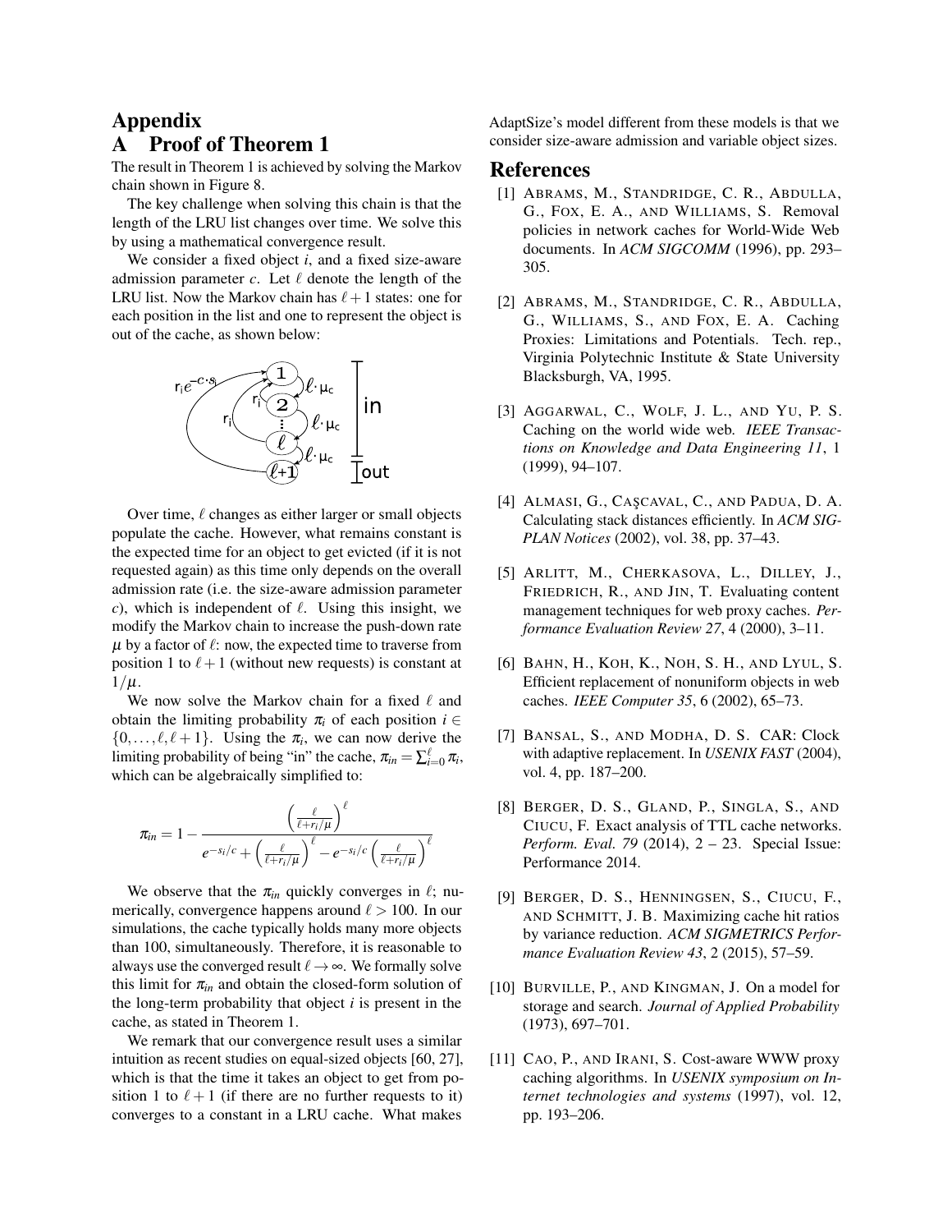# Appendix

## A Proof of Theorem 1

The result in Theorem 1 is achieved by solving the Markov chain shown in Figure 8.

The key challenge when solving this chain is that the length of the LRU list changes over time. We solve this by using a mathematical convergence result.

We consider a fixed object $i$, and a fixed size-aware admission parameter $c$. Let $\ell$ denote the length of the LRU list. Now the Markov chain has $\ell + 1$ states: one for each position in the list and one to represent the object is out of the cache, as shown below:

Over time, $\ell$ changes as either larger or small objects populate the cache. However, what remains constant is the expected time for an object to get evicted (if it is not requested again) as this time only depends on the overall admission rate (i.e. the size-aware admission parameter $c$), which is independent of $\ell$. Using this insight, we modify the Markov chain to increase the push-down rate $\mu$ by a factor of $\ell$: now, the expected time to traverse from position 1 to $\ell + 1$ (without new requests) is constant at $1/\mu$.

We now solve the Markov chain for a fixed $\ell$ and obtain the limiting probability $\pi_i$ of each position $i \in \{0, \ldots, \ell, \ell+1\}$. Using the $\pi_i$, we can now derive the limiting probability of being "in" the cache, $\pi_{in} = \sum_{i=0}^{\ell} \pi_i$, which can be algebraically simplified to:

$$\pi_{in} = 1 - \frac{\left(\frac{\ell}{\ell + r_i/\mu}\right)^{\ell}}{e^{-s_i/c} + \left(\frac{\ell}{\ell + r_i/\mu}\right)^{\ell} - e^{-s_i/c}\left(\frac{\ell}{\ell + r_i/\mu}\right)^{\ell}}$$

We observe that the $\pi_{in}$ quickly converges in $\ell$; numerically, convergence happens around $\ell > 100$. In our simulations, the cache typically holds many more objects than 100, simultaneously. Therefore, it is reasonable to always use the converged result $\ell \to \infty$. We formally solve this limit for $\pi_{in}$ and obtain the closed-form solution of the long-term probability that object $i$ is present in the cache, as stated in Theorem 1.

We remark that our convergence result uses a similar intuition as recent studies on equal-sized objects [60, 27], which is that the time it takes an object to get from position 1 to $\ell + 1$ (if there are no further requests to it) converges to a constant in a LRU cache. What makes AdaptSize's model different from these models is that we consider size-aware admission and variable object sizes.

# References

[1] Abrams, M., Standridge, C. R., Abdulla, G., Fox, E. A., and Williams, S. Removal policies in network caches for World-Wide Web documents. In *ACM SIGCOMM* (1996), pp. 293–305.

[2] Abrams, M., Standridge, C. R., Abdulla, G., Williams, S., and Fox, E. A. Caching Proxies: Limitations and Potentials. Tech. rep., Virginia Polytechnic Institute & State University Blacksburgh, VA, 1995.

[3] Aggarwal, C., Wolf, J. L., and Yu, P. S. Caching on the world wide web. *IEEE Transactions on Knowledge and Data Engineering 11*, 1 (1999), 94–107.

[4] Almasi, G., Caşcaval, C., and Padua, D. A. Calculating stack distances efficiently. In *ACM SIGPLAN Notices* (2002), vol. 38, pp. 37–43.

[5] Arlitt, M., Cherkasova, L., Dilley, J., Friedrich, R., and Jin, T. Evaluating content management techniques for web proxy caches. *Performance Evaluation Review 27*, 4 (2000), 3–11.

[6] Bahn, H., Koh, K., Noh, S. H., and Lyul, S. Efficient replacement of nonuniform objects in web caches. *IEEE Computer 35*, 6 (2002), 65–73.

[7] Bansal, S., and Modha, D. S. CAR: Clock with adaptive replacement. In *USENIX FAST* (2004), vol. 4, pp. 187–200.

[8] Berger, D. S., Gland, P., Singla, S., and Ciucu, F. Exact analysis of TTL cache networks. *Perform. Eval. 79* (2014), 2 – 23. Special Issue: Performance 2014.

[9] Berger, D. S., Henningsen, S., Ciucu, F., and Schmitt, J. B. Maximizing cache hit ratios by variance reduction. *ACM SIGMETRICS Performance Evaluation Review 43*, 2 (2015), 57–59.

[10] Burville, P., and Kingman, J. On a model for storage and search. *Journal of Applied Probability* (1973), 697–701.

[11] Cao, P., and Irani, S. Cost-aware WWW proxy caching algorithms. In *USENIX symposium on Internet technologies and systems* (1997), vol. 12, pp. 193–206.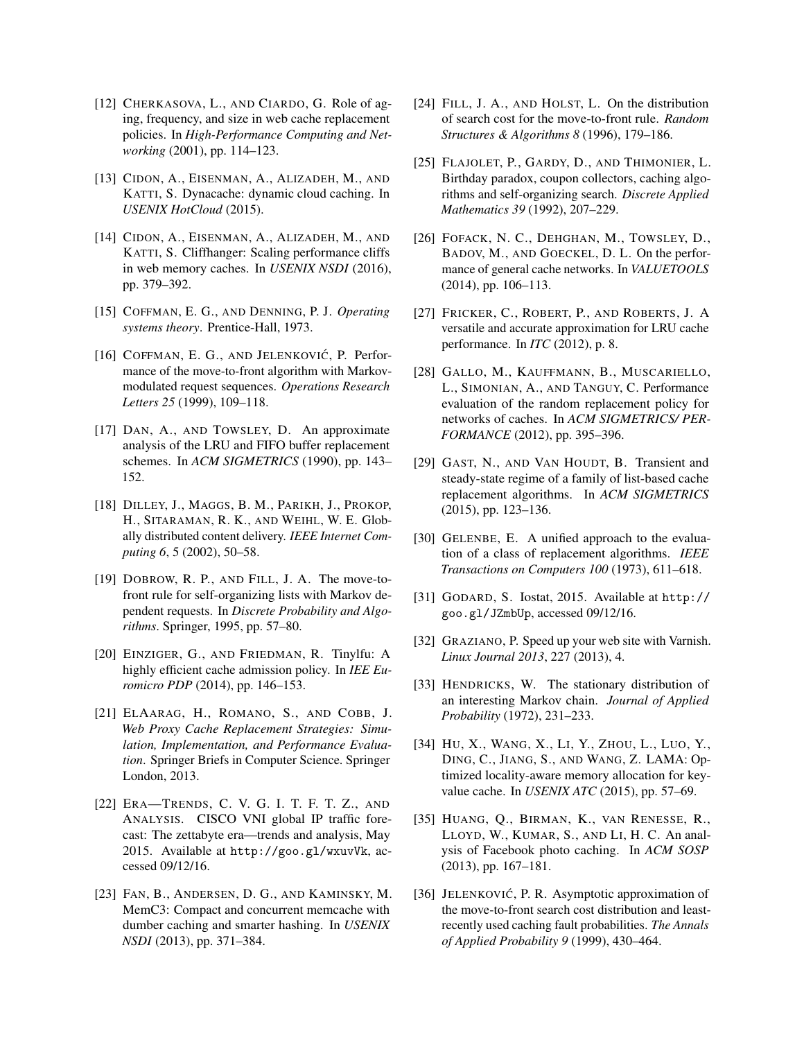[12] Cherkasova, L., and Ciardo, G. Role of aging, frequency, and size in web cache replacement policies. In *High-Performance Computing and Networking* (2001), pp. 114–123.

[13] Cidon, A., Eisenman, A., Alizadeh, M., and Katti, S. Dynacache: dynamic cloud caching. In *USENIX HotCloud* (2015).

[14] Cidon, A., Eisenman, A., Alizadeh, M., and Katti, S. Cliffhanger: Scaling performance cliffs in web memory caches. In *USENIX NSDI* (2016), pp. 379–392.

[15] Coffman, E. G., and Denning, P. J. *Operating systems theory*. Prentice-Hall, 1973.

[16] Coffman, E. G., and Jelenković, P. Performance of the move-to-front algorithm with Markov-modulated request sequences. *Operations Research Letters 25* (1999), 109–118.

[17] Dan, A., and Towsley, D. An approximate analysis of the LRU and FIFO buffer replacement schemes. In *ACM SIGMETRICS* (1990), pp. 143–152.

[18] Dilley, J., Maggs, B. M., Parikh, J., Prokop, H., Sitaraman, R. K., and Weihl, W. E. Globally distributed content delivery. *IEEE Internet Computing 6*, 5 (2002), 50–58.

[19] Dobrow, R. P., and Fill, J. A. The move-to-front rule for self-organizing lists with Markov dependent requests. In *Discrete Probability and Algorithms*. Springer, 1995, pp. 57–80.

[20] Einziger, G., and Friedman, R. Tinylfu: A highly efficient cache admission policy. In *IEE Euromicro PDP* (2014), pp. 146–153.

[21] ElAarag, H., Romano, S., and Cobb, J. *Web Proxy Cache Replacement Strategies: Simulation, Implementation, and Performance Evaluation*. Springer Briefs in Computer Science. Springer London, 2013.

[22] Era—Trends, C. V. G. I. T. F. T. Z., and Analysis. CISCO VNI global IP traffic forecast: The zettabyte era—trends and analysis, May 2015. Available at `http://goo.gl/wxuvVk`, accessed 09/12/16.

[23] Fan, B., Andersen, D. G., and Kaminsky, M. MemC3: Compact and concurrent memcache with dumber caching and smarter hashing. In *USENIX NSDI* (2013), pp. 371–384.

[24] Fill, J. A., and Holst, L. On the distribution of search cost for the move-to-front rule. *Random Structures & Algorithms 8* (1996), 179–186.

[25] Flajolet, P., Gardy, D., and Thimonier, L. Birthday paradox, coupon collectors, caching algorithms and self-organizing search. *Discrete Applied Mathematics 39* (1992), 207–229.

[26] Fofack, N. C., Dehghan, M., Towsley, D., Badov, M., and Goeckel, D. L. On the performance of general cache networks. In *VALUETOOLS* (2014), pp. 106–113.

[27] Fricker, C., Robert, P., and Roberts, J. A versatile and accurate approximation for LRU cache performance. In *ITC* (2012), p. 8.

[28] Gallo, M., Kauffmann, B., Muscariello, L., Simonian, A., and Tanguy, C. Performance evaluation of the random replacement policy for networks of caches. In *ACM SIGMETRICS/ PERFORMANCE* (2012), pp. 395–396.

[29] Gast, N., and Van Houdt, B. Transient and steady-state regime of a family of list-based cache replacement algorithms. In *ACM SIGMETRICS* (2015), pp. 123–136.

[30] Gelenbe, E. A unified approach to the evaluation of a class of replacement algorithms. *IEEE Transactions on Computers 100* (1973), 611–618.

[31] Godard, S. Iostat, 2015. Available at `http://goo.gl/JZmbUp`, accessed 09/12/16.

[32] Graziano, P. Speed up your web site with Varnish. *Linux Journal 2013*, 227 (2013), 4.

[33] Hendricks, W. The stationary distribution of an interesting Markov chain. *Journal of Applied Probability* (1972), 231–233.

[34] Hu, X., Wang, X., Li, Y., Zhou, L., Luo, Y., Ding, C., Jiang, S., and Wang, Z. LAMA: Optimized locality-aware memory allocation for key-value cache. In *USENIX ATC* (2015), pp. 57–69.

[35] Huang, Q., Birman, K., van Renesse, R., Lloyd, W., Kumar, S., and Li, H. C. An analysis of Facebook photo caching. In *ACM SOSP* (2013), pp. 167–181.

[36] Jelenković, P. R. Asymptotic approximation of the move-to-front search cost distribution and least-recently used caching fault probabilities. *The Annals of Applied Probability 9* (1999), 430–464.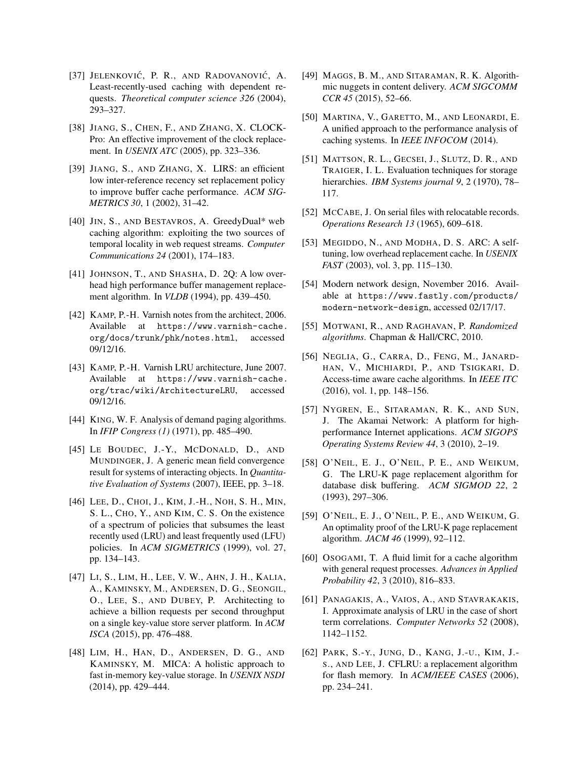[37] JELENKOVIĆ, P. R., AND RADOVANOVIĆ, A. Least-recently-used caching with dependent requests. *Theoretical computer science 326* (2004), 293–327.

[38] JIANG, S., CHEN, F., AND ZHANG, X. CLOCK-Pro: An effective improvement of the clock replacement. In *USENIX ATC* (2005), pp. 323–336.

[39] JIANG, S., AND ZHANG, X. LIRS: an efficient low inter-reference recency set replacement policy to improve buffer cache performance. *ACM SIGMETRICS 30*, 1 (2002), 31–42.

[40] JIN, S., AND BESTAVROS, A. GreedyDual* web caching algorithm: exploiting the two sources of temporal locality in web request streams. *Computer Communications 24* (2001), 174–183.

[41] JOHNSON, T., AND SHASHA, D. 2Q: A low overhead high performance buffer management replacement algorithm. In *VLDB* (1994), pp. 439–450.

[42] KAMP, P.-H. Varnish notes from the architect, 2006. Available at https://www.varnish-cache.org/docs/trunk/phk/notes.html, accessed 09/12/16.

[43] KAMP, P.-H. Varnish LRU architecture, June 2007. Available at https://www.varnish-cache.org/trac/wiki/ArchitectureLRU, accessed 09/12/16.

[44] KING, W. F. Analysis of demand paging algorithms. In *IFIP Congress (1)* (1971), pp. 485–490.

[45] LE BOUDEC, J.-Y., MCDONALD, D., AND MUNDINGER, J. A generic mean field convergence result for systems of interacting objects. In *Quantitative Evaluation of Systems* (2007), IEEE, pp. 3–18.

[46] LEE, D., CHOI, J., KIM, J.-H., NOH, S. H., MIN, S. L., CHO, Y., AND KIM, C. S. On the existence of a spectrum of policies that subsumes the least recently used (LRU) and least frequently used (LFU) policies. In *ACM SIGMETRICS* (1999), vol. 27, pp. 134–143.

[47] LI, S., LIM, H., LEE, V. W., AHN, J. H., KALIA, A., KAMINSKY, M., ANDERSEN, D. G., SEONGIL, O., LEE, S., AND DUBEY, P. Architecting to achieve a billion requests per second throughput on a single key-value store server platform. In *ACM ISCA* (2015), pp. 476–488.

[48] LIM, H., HAN, D., ANDERSEN, D. G., AND KAMINSKY, M. MICA: A holistic approach to fast in-memory key-value storage. In *USENIX NSDI* (2014), pp. 429–444.

[49] MAGGS, B. M., AND SITARAMAN, R. K. Algorithmic nuggets in content delivery. *ACM SIGCOMM CCR 45* (2015), 52–66.

[50] MARTINA, V., GARETTO, M., AND LEONARDI, E. A unified approach to the performance analysis of caching systems. In *IEEE INFOCOM* (2014).

[51] MATTSON, R. L., GECSEI, J., SLUTZ, D. R., AND TRAIGER, I. L. Evaluation techniques for storage hierarchies. *IBM Systems journal 9*, 2 (1970), 78–117.

[52] MCCABE, J. On serial files with relocatable records. *Operations Research 13* (1965), 609–618.

[53] MEGIDDO, N., AND MODHA, D. S. ARC: A self-tuning, low overhead replacement cache. In *USENIX FAST* (2003), vol. 3, pp. 115–130.

[54] Modern network design, November 2016. Available at https://www.fastly.com/products/modern-network-design, accessed 02/17/17.

[55] MOTWANI, R., AND RAGHAVAN, P. *Randomized algorithms*. Chapman & Hall/CRC, 2010.

[56] NEGLIA, G., CARRA, D., FENG, M., JANARDHAN, V., MICHIARDI, P., AND TSIGKARI, D. Access-time aware cache algorithms. In *IEEE ITC* (2016), vol. 1, pp. 148–156.

[57] NYGREN, E., SITARAMAN, R. K., AND SUN, J. The Akamai Network: A platform for high-performance Internet applications. *ACM SIGOPS Operating Systems Review 44*, 3 (2010), 2–19.

[58] O'NEIL, E. J., O'NEIL, P. E., AND WEIKUM, G. The LRU-K page replacement algorithm for database disk buffering. *ACM SIGMOD 22*, 2 (1993), 297–306.

[59] O'NEIL, E. J., O'NEIL, P. E., AND WEIKUM, G. An optimality proof of the LRU-K page replacement algorithm. *JACM 46* (1999), 92–112.

[60] OSOGAMI, T. A fluid limit for a cache algorithm with general request processes. *Advances in Applied Probability 42*, 3 (2010), 816–833.

[61] PANAGAKIS, A., VAIOS, A., AND STAVRAKAKIS, I. Approximate analysis of LRU in the case of short term correlations. *Computer Networks 52* (2008), 1142–1152.

[62] PARK, S.-Y., JUNG, D., KANG, J.-U., KIM, J.-S., AND LEE, J. CFLRU: a replacement algorithm for flash memory. In *ACM/IEEE CASES* (2006), pp. 234–241.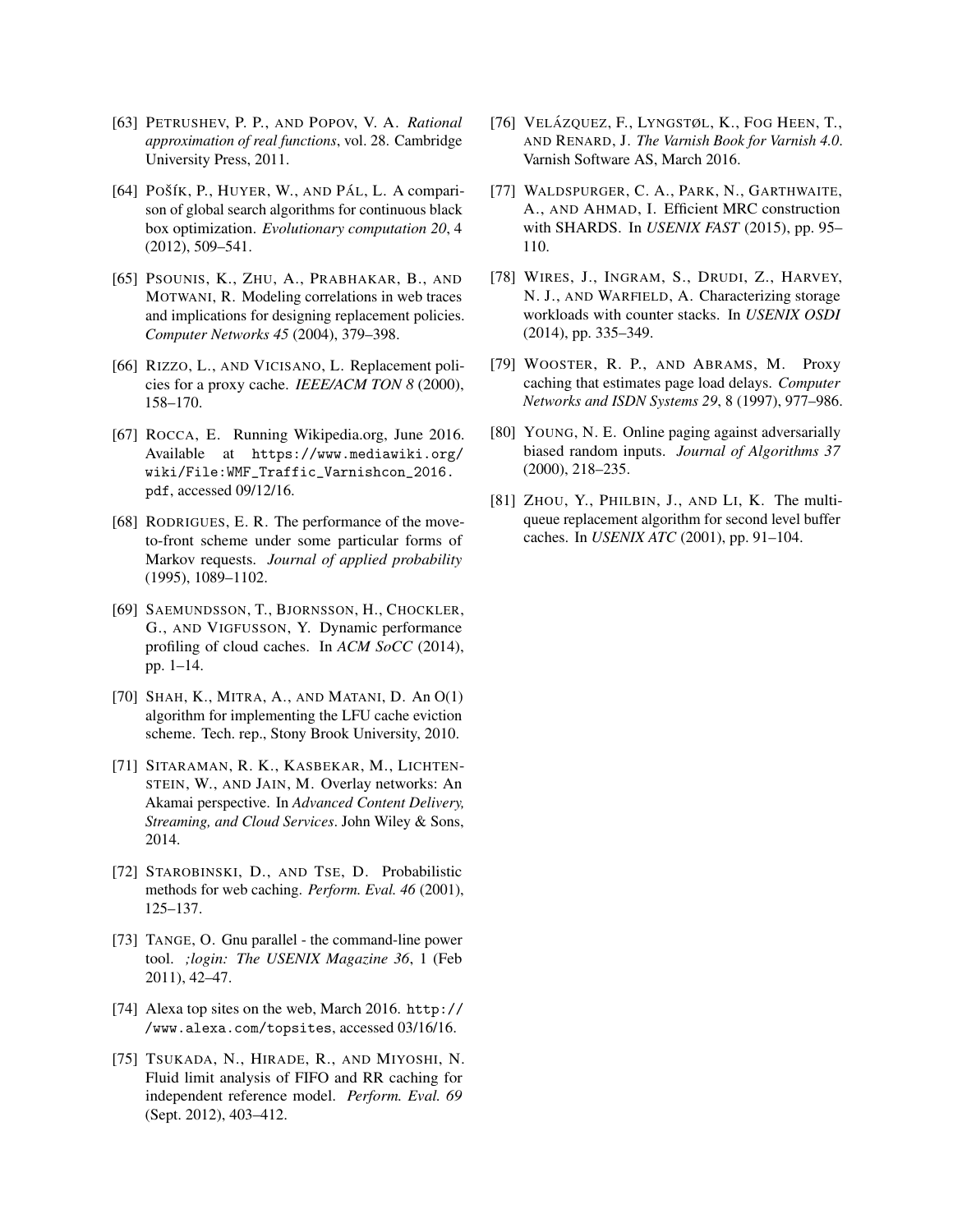[63] PETRUSHEV, P. P., AND POPOV, V. A. *Rational approximation of real functions*, vol. 28. Cambridge University Press, 2011.

[64] POŠÍK, P., HUYER, W., AND PÁL, L. A comparison of global search algorithms for continuous black box optimization. *Evolutionary computation 20*, 4 (2012), 509–541.

[65] PSOUNIS, K., ZHU, A., PRABHAKAR, B., AND MOTWANI, R. Modeling correlations in web traces and implications for designing replacement policies. *Computer Networks 45* (2004), 379–398.

[66] RIZZO, L., AND VICISANO, L. Replacement policies for a proxy cache. *IEEE/ACM TON 8* (2000), 158–170.

[67] ROCCA, E. Running Wikipedia.org, June 2016. Available at `https://www.mediawiki.org/wiki/File:WMF_Traffic_Varnishcon_2016.pdf`, accessed 09/12/16.

[68] RODRIGUES, E. R. The performance of the move-to-front scheme under some particular forms of Markov requests. *Journal of applied probability* (1995), 1089–1102.

[69] SAEMUNDSSON, T., BJORNSSON, H., CHOCKLER, G., AND VIGFUSSON, Y. Dynamic performance profiling of cloud caches. In *ACM SoCC* (2014), pp. 1–14.

[70] SHAH, K., MITRA, A., AND MATANI, D. An O(1) algorithm for implementing the LFU cache eviction scheme. Tech. rep., Stony Brook University, 2010.

[71] SITARAMAN, R. K., KASBEKAR, M., LICHTENSTEIN, W., AND JAIN, M. Overlay networks: An Akamai perspective. In *Advanced Content Delivery, Streaming, and Cloud Services*. John Wiley & Sons, 2014.

[72] STAROBINSKI, D., AND TSE, D. Probabilistic methods for web caching. *Perform. Eval. 46* (2001), 125–137.

[73] TANGE, O. Gnu parallel - the command-line power tool. *;login: The USENIX Magazine 36*, 1 (Feb 2011), 42–47.

[74] Alexa top sites on the web, March 2016. `http:///www.alexa.com/topsites`, accessed 03/16/16.

[75] TSUKADA, N., HIRADE, R., AND MIYOSHI, N. Fluid limit analysis of FIFO and RR caching for independent reference model. *Perform. Eval. 69* (Sept. 2012), 403–412.

[76] VELÁZQUEZ, F., LYNGSTØL, K., FOG HEEN, T., AND RENARD, J. *The Varnish Book for Varnish 4.0*. Varnish Software AS, March 2016.

[77] WALDSPURGER, C. A., PARK, N., GARTHWAITE, A., AND AHMAD, I. Efficient MRC construction with SHARDS. In *USENIX FAST* (2015), pp. 95–110.

[78] WIRES, J., INGRAM, S., DRUDI, Z., HARVEY, N. J., AND WARFIELD, A. Characterizing storage workloads with counter stacks. In *USENIX OSDI* (2014), pp. 335–349.

[79] WOOSTER, R. P., AND ABRAMS, M. Proxy caching that estimates page load delays. *Computer Networks and ISDN Systems 29*, 8 (1997), 977–986.

[80] YOUNG, N. E. Online paging against adversarially biased random inputs. *Journal of Algorithms 37* (2000), 218–235.

[81] ZHOU, Y., PHILBIN, J., AND LI, K. The multi-queue replacement algorithm for second level buffer caches. In *USENIX ATC* (2001), pp. 91–104.